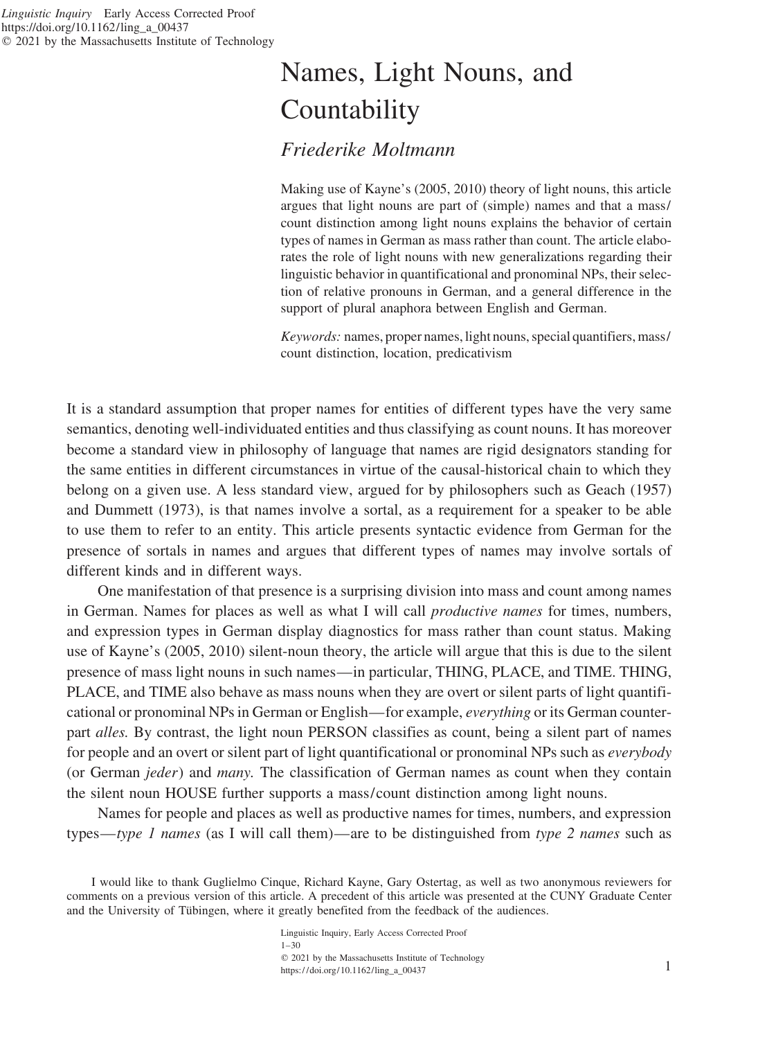# Names, Light Nouns, and Countability

*Friederike Moltmann*

Making use of Kayne's (2005, 2010) theory of light nouns, this article argues that light nouns are part of (simple) names and that a mass/count distinction among light nouns explains the behavior of certain types of names in German as mass rather than count. The article elaborates the role of light nouns with new generalizations regarding their linguistic behavior in quantificational and pronominal NPs, their selection of relative pronouns in German, and a general difference in the support of plural anaphora between English and German.

*Keywords:* names, proper names, light nouns, special quantifiers, mass/count distinction, location, predicativism

It is a standard assumption that proper names for entities of different types have the very same semantics, denoting well-individuated entities and thus classifying as count nouns. It has moreover become a standard view in philosophy of language that names are rigid designators standing for the same entities in different circumstances in virtue of the causal-historical chain to which they belong on a given use. A less standard view, argued for by philosophers such as Geach (1957) and Dummett (1973), is that names involve a sortal, as a requirement for a speaker to be able to use them to refer to an entity. This article presents syntactic evidence from German for the presence of sortals in names and argues that different types of names may involve sortals of different kinds and in different ways.

One manifestation of that presence is a surprising division into mass and count among names in German. Names for places as well as what I will call *productive names* for times, numbers, and expression types in German display diagnostics for mass rather than count status. Making use of Kayne's (2005, 2010) silent-noun theory, the article will argue that this is due to the silent presence of mass light nouns in such names—in particular, THING, PLACE, and TIME. THING, PLACE, and TIME also behave as mass nouns when they are overt or silent parts of light quantificational or pronominal NPs in German or English—for example, *everything* or its German counterpart *alles.* By contrast, the light noun PERSON classifies as count, being a silent part of names for people and an overt or silent part of light quantificational or pronominal NPs such as *everybody* (or German *jeder*) and *many.* The classification of German names as count when they contain the silent noun HOUSE further supports a mass/count distinction among light nouns.

Names for people and places as well as productive names for times, numbers, and expression types—*type 1 names* (as I will call them)—are to be distinguished from *type 2 names* such as

I would like to thank Guglielmo Cinque, Richard Kayne, Gary Ostertag, as well as two anonymous reviewers for comments on a previous version of this article. A precedent of this article was presented at the CUNY Graduate Center and the University of Tübingen, where it greatly benefited from the feedback of the audiences.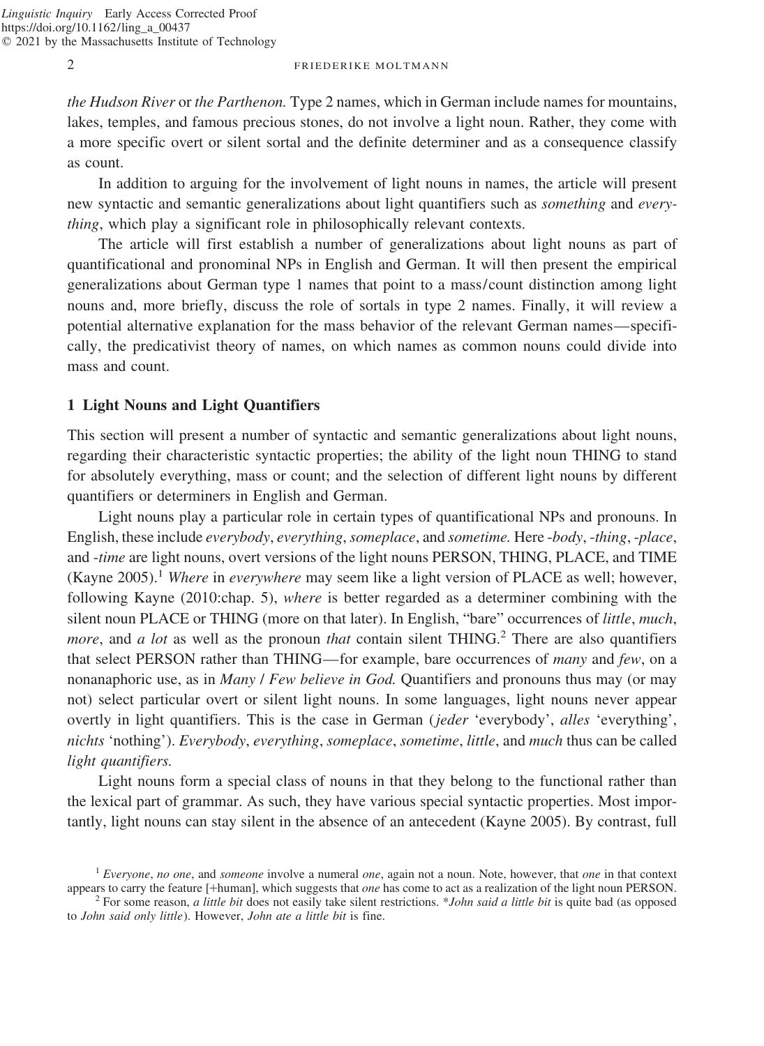*the Hudson River* or *the Parthenon.* Type 2 names, which in German include names for mountains, lakes, temples, and famous precious stones, do not involve a light noun. Rather, they come with a more specific overt or silent sortal and the definite determiner and as a consequence classify as count.

In addition to arguing for the involvement of light nouns in names, the article will present new syntactic and semantic generalizations about light quantifiers such as *something* and *everything*, which play a significant role in philosophically relevant contexts.

The article will first establish a number of generalizations about light nouns as part of quantificational and pronominal NPs in English and German. It will then present the empirical generalizations about German type 1 names that point to a mass/count distinction among light nouns and, more briefly, discuss the role of sortals in type 2 names. Finally, it will review a potential alternative explanation for the mass behavior of the relevant German names—specifically, the predicativist theory of names, on which names as common nouns could divide into mass and count.

## 1 Light Nouns and Light Quantifiers

This section will present a number of syntactic and semantic generalizations about light nouns, regarding their characteristic syntactic properties; the ability of the light noun THING to stand for absolutely everything, mass or count; and the selection of different light nouns by different quantifiers or determiners in English and German.

Light nouns play a particular role in certain types of quantificational NPs and pronouns. In English, these include *everybody*, *everything*, *someplace*, and *sometime.* Here *-body*, *-thing*, *-place*, and *-time* are light nouns, overt versions of the light nouns PERSON, THING, PLACE, and TIME (Kayne 2005).[1] *Where* in *everywhere* may seem like a light version of PLACE as well; however, following Kayne (2010:chap. 5), *where* is better regarded as a determiner combining with the silent noun PLACE or THING (more on that later). In English, "bare" occurrences of *little*, *much*, *more*, and *a lot* as well as the pronoun *that* contain silent THING.[2] There are also quantifiers that select PERSON rather than THING—for example, bare occurrences of *many* and *few*, on a nonanaphoric use, as in *Many / Few believe in God.* Quantifiers and pronouns thus may (or may not) select particular overt or silent light nouns. In some languages, light nouns never appear overtly in light quantifiers. This is the case in German (*jeder* 'everybody', *alles* 'everything', *nichts* 'nothing'). *Everybody*, *everything*, *someplace*, *sometime*, *little*, and *much* thus can be called *light quantifiers.*

Light nouns form a special class of nouns in that they belong to the functional rather than the lexical part of grammar. As such, they have various special syntactic properties. Most importantly, light nouns can stay silent in the absence of an antecedent (Kayne 2005). By contrast, full

[1] *Everyone*, *no one*, and *someone* involve a numeral *one*, again not a noun. Note, however, that *one* in that context appears to carry the feature [+human], which suggests that *one* has come to act as a realization of the light noun PERSON.

[2] For some reason, *a little bit* does not easily take silent restrictions. \**John said a little bit* is quite bad (as opposed to *John said only little*). However, *John ate a little bit* is fine.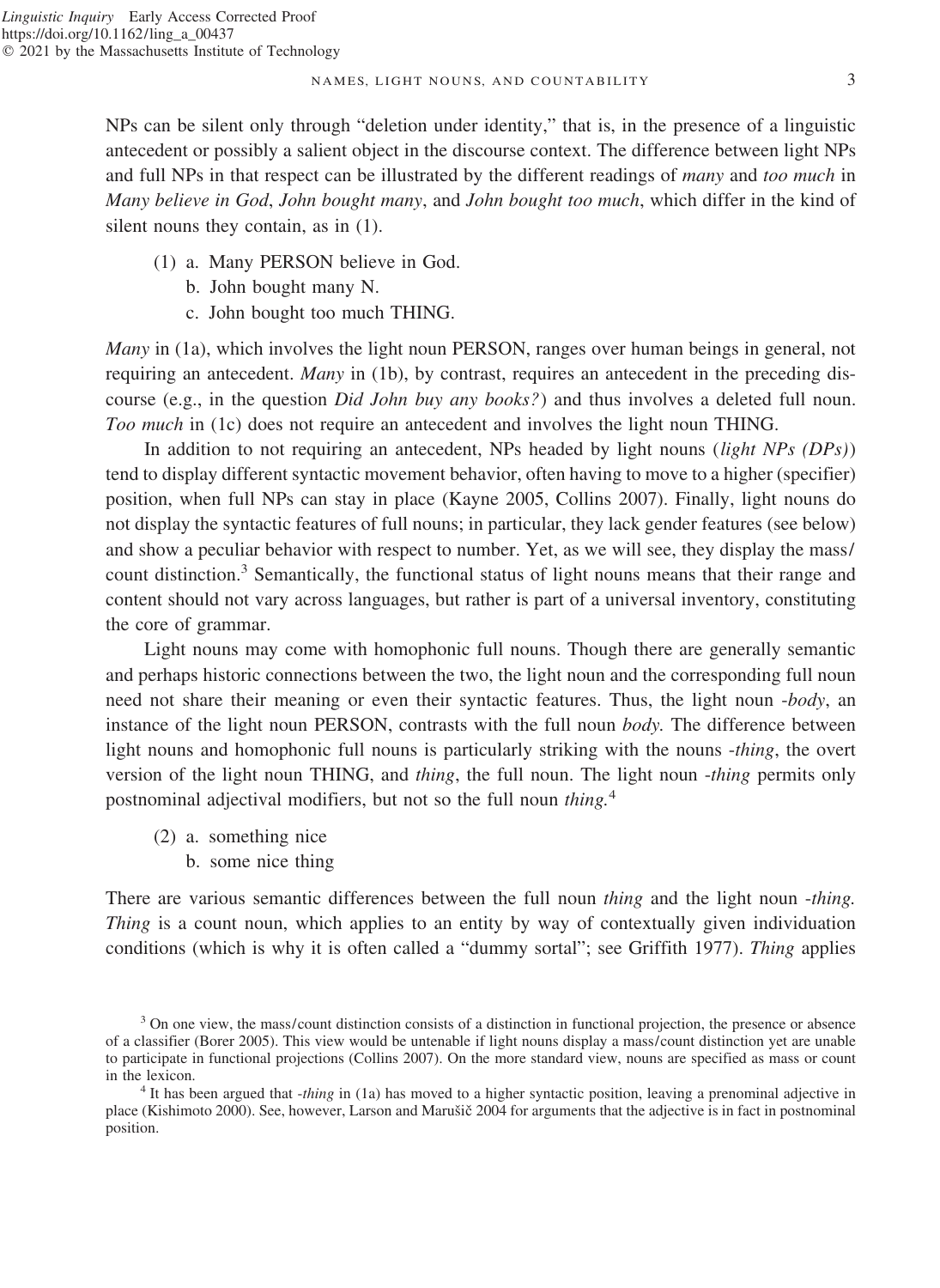NPs can be silent only through "deletion under identity," that is, in the presence of a linguistic antecedent or possibly a salient object in the discourse context. The difference between light NPs and full NPs in that respect can be illustrated by the different readings of *many* and *too much* in *Many believe in God*, *John bought many*, and *John bought too much*, which differ in the kind of silent nouns they contain, as in (1).

(1) a. Many PERSON believe in God.
    b. John bought many N.
    c. John bought too much THING.

*Many* in (1a), which involves the light noun PERSON, ranges over human beings in general, not requiring an antecedent. *Many* in (1b), by contrast, requires an antecedent in the preceding discourse (e.g., in the question *Did John buy any books?*) and thus involves a deleted full noun. *Too much* in (1c) does not require an antecedent and involves the light noun THING.

In addition to not requiring an antecedent, NPs headed by light nouns (*light NPs (DPs)*) tend to display different syntactic movement behavior, often having to move to a higher (specifier) position, when full NPs can stay in place (Kayne 2005, Collins 2007). Finally, light nouns do not display the syntactic features of full nouns; in particular, they lack gender features (see below) and show a peculiar behavior with respect to number. Yet, as we will see, they display the mass/count distinction.[3] Semantically, the functional status of light nouns means that their range and content should not vary across languages, but rather is part of a universal inventory, constituting the core of grammar.

Light nouns may come with homophonic full nouns. Though there are generally semantic and perhaps historic connections between the two, the light noun and the corresponding full noun need not share their meaning or even their syntactic features. Thus, the light noun *-body*, an instance of the light noun PERSON, contrasts with the full noun *body*. The difference between light nouns and homophonic full nouns is particularly striking with the nouns *-thing*, the overt version of the light noun THING, and *thing*, the full noun. The light noun *-thing* permits only postnominal adjectival modifiers, but not so the full noun *thing*.[4]

(2) a. something nice
    b. some nice thing

There are various semantic differences between the full noun *thing* and the light noun *-thing*. *Thing* is a count noun, which applies to an entity by way of contextually given individuation conditions (which is why it is often called a "dummy sortal"; see Griffith 1977). *Thing* applies

[3] On one view, the mass/count distinction consists of a distinction in functional projection, the presence or absence of a classifier (Borer 2005). This view would be untenable if light nouns display a mass/count distinction yet are unable to participate in functional projections (Collins 2007). On the more standard view, nouns are specified as mass or count in the lexicon.

[4] It has been argued that *-thing* in (1a) has moved to a higher syntactic position, leaving a prenominal adjective in place (Kishimoto 2000). See, however, Larson and Marušič 2004 for arguments that the adjective is in fact in postnominal position.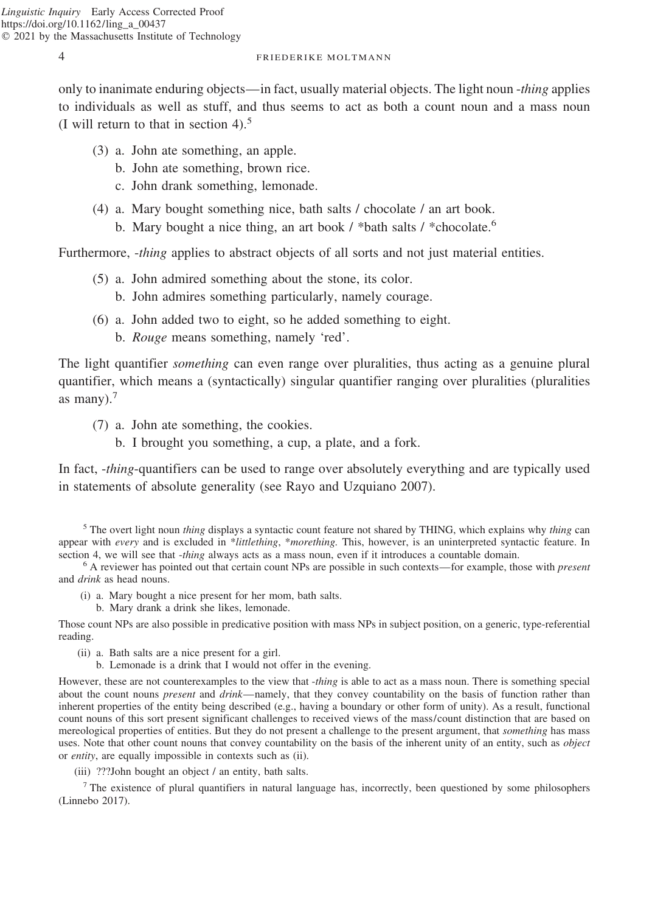only to inanimate enduring objects—in fact, usually material objects. The light noun *-thing* applies to individuals as well as stuff, and thus seems to act as both a count noun and a mass noun (I will return to that in section 4).[5]

(3) a. John ate something, an apple.
  b. John ate something, brown rice.
  c. John drank something, lemonade.

(4) a. Mary bought something nice, bath salts / chocolate / an art book.
  b. Mary bought a nice thing, an art book / *bath salts / *chocolate.[6]

Furthermore, *-thing* applies to abstract objects of all sorts and not just material entities.

(5) a. John admired something about the stone, its color.
  b. John admires something particularly, namely courage.

(6) a. John added two to eight, so he added something to eight.
  b. *Rouge* means something, namely 'red'.

The light quantifier *something* can even range over pluralities, thus acting as a genuine plural quantifier, which means a (syntactically) singular quantifier ranging over pluralities (pluralities as many).[7]

(7) a. John ate something, the cookies.
  b. I brought you something, a cup, a plate, and a fork.

In fact, *-thing*-quantifiers can be used to range over absolutely everything and are typically used in statements of absolute generality (see Rayo and Uzquiano 2007).

---

[5] The overt light noun *thing* displays a syntactic count feature not shared by THING, which explains why *thing* can appear with *every* and is excluded in **littlething*, **morething*. This, however, is an uninterpreted syntactic feature. In section 4, we will see that *-thing* always acts as a mass noun, even if it introduces a countable domain.

[6] A reviewer has pointed out that certain count NPs are possible in such contexts—for example, those with *present* and *drink* as head nouns.

(i) a. Mary bought a nice present for her mom, bath salts.
  b. Mary drank a drink she likes, lemonade.

Those count NPs are also possible in predicative position with mass NPs in subject position, on a generic, type-referential reading.

(ii) a. Bath salts are a nice present for a girl.
  b. Lemonade is a drink that I would not offer in the evening.

However, these are not counterexamples to the view that *-thing* is able to act as a mass noun. There is something special about the count nouns *present* and *drink*—namely, that they convey countability on the basis of function rather than inherent properties of the entity being described (e.g., having a boundary or other form of unity). As a result, functional count nouns of this sort present significant challenges to received views of the mass/count distinction that are based on mereological properties of entities. But they do not present a challenge to the present argument, that *something* has mass uses. Note that other count nouns that convey countability on the basis of the inherent unity of an entity, such as *object* or *entity*, are equally impossible in contexts such as (ii).

(iii) ???John bought an object / an entity, bath salts.

[7] The existence of plural quantifiers in natural language has, incorrectly, been questioned by some philosophers (Linnebo 2017).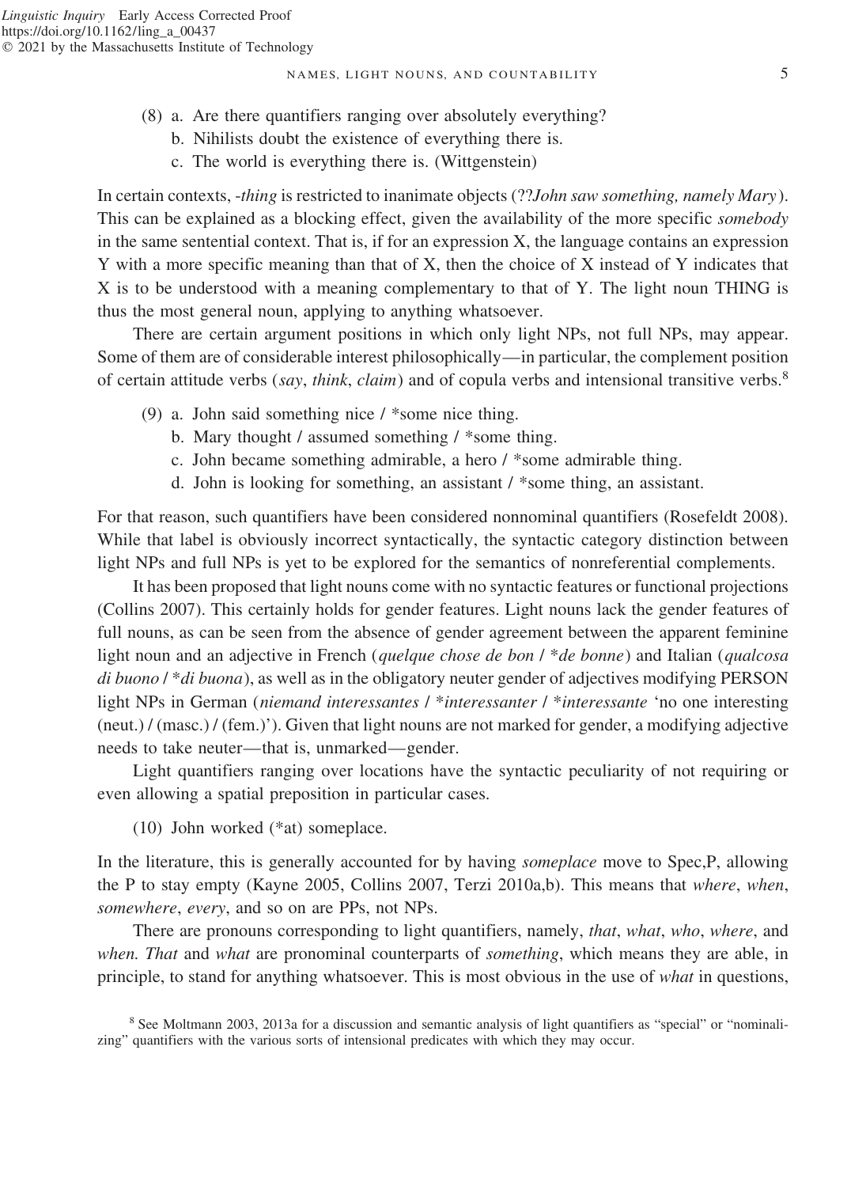(8) a. Are there quantifiers ranging over absolutely everything?
    b. Nihilists doubt the existence of everything there is.
    c. The world is everything there is. (Wittgenstein)

In certain contexts, *-thing* is restricted to inanimate objects (??*John saw something, namely Mary*). This can be explained as a blocking effect, given the availability of the more specific *somebody* in the same sentential context. That is, if for an expression X, the language contains an expression Y with a more specific meaning than that of X, then the choice of X instead of Y indicates that X is to be understood with a meaning complementary to that of Y. The light noun THING is thus the most general noun, applying to anything whatsoever.

There are certain argument positions in which only light NPs, not full NPs, may appear. Some of them are of considerable interest philosophically—in particular, the complement position of certain attitude verbs (*say*, *think*, *claim*) and of copula verbs and intensional transitive verbs.[8]

(9) a. John said something nice / *some nice thing.
    b. Mary thought / assumed something / *some thing.
    c. John became something admirable, a hero / *some admirable thing.
    d. John is looking for something, an assistant / *some thing, an assistant.

For that reason, such quantifiers have been considered nonnominal quantifiers (Rosefeldt 2008). While that label is obviously incorrect syntactically, the syntactic category distinction between light NPs and full NPs is yet to be explored for the semantics of nonreferential complements.

It has been proposed that light nouns come with no syntactic features or functional projections (Collins 2007). This certainly holds for gender features. Light nouns lack the gender features of full nouns, as can be seen from the absence of gender agreement between the apparent feminine light noun and an adjective in French (*quelque chose de bon* / **de bonne*) and Italian (*qualcosa di buono* / **di buona*), as well as in the obligatory neuter gender of adjectives modifying PERSON light NPs in German (*niemand interessantes* / **interessanter* / **interessante* 'no one interesting (neut.) / (masc.) / (fem.)'). Given that light nouns are not marked for gender, a modifying adjective needs to take neuter—that is, unmarked—gender.

Light quantifiers ranging over locations have the syntactic peculiarity of not requiring or even allowing a spatial preposition in particular cases.

(10) John worked (*at) someplace.

In the literature, this is generally accounted for by having *someplace* move to Spec,P, allowing the P to stay empty (Kayne 2005, Collins 2007, Terzi 2010a,b). This means that *where*, *when*, *somewhere*, *every*, and so on are PPs, not NPs.

There are pronouns corresponding to light quantifiers, namely, *that*, *what*, *who*, *where*, and *when. That* and *what* are pronominal counterparts of *something*, which means they are able, in principle, to stand for anything whatsoever. This is most obvious in the use of *what* in questions,

[8] See Moltmann 2003, 2013a for a discussion and semantic analysis of light quantifiers as "special" or "nominalizing" quantifiers with the various sorts of intensional predicates with which they may occur.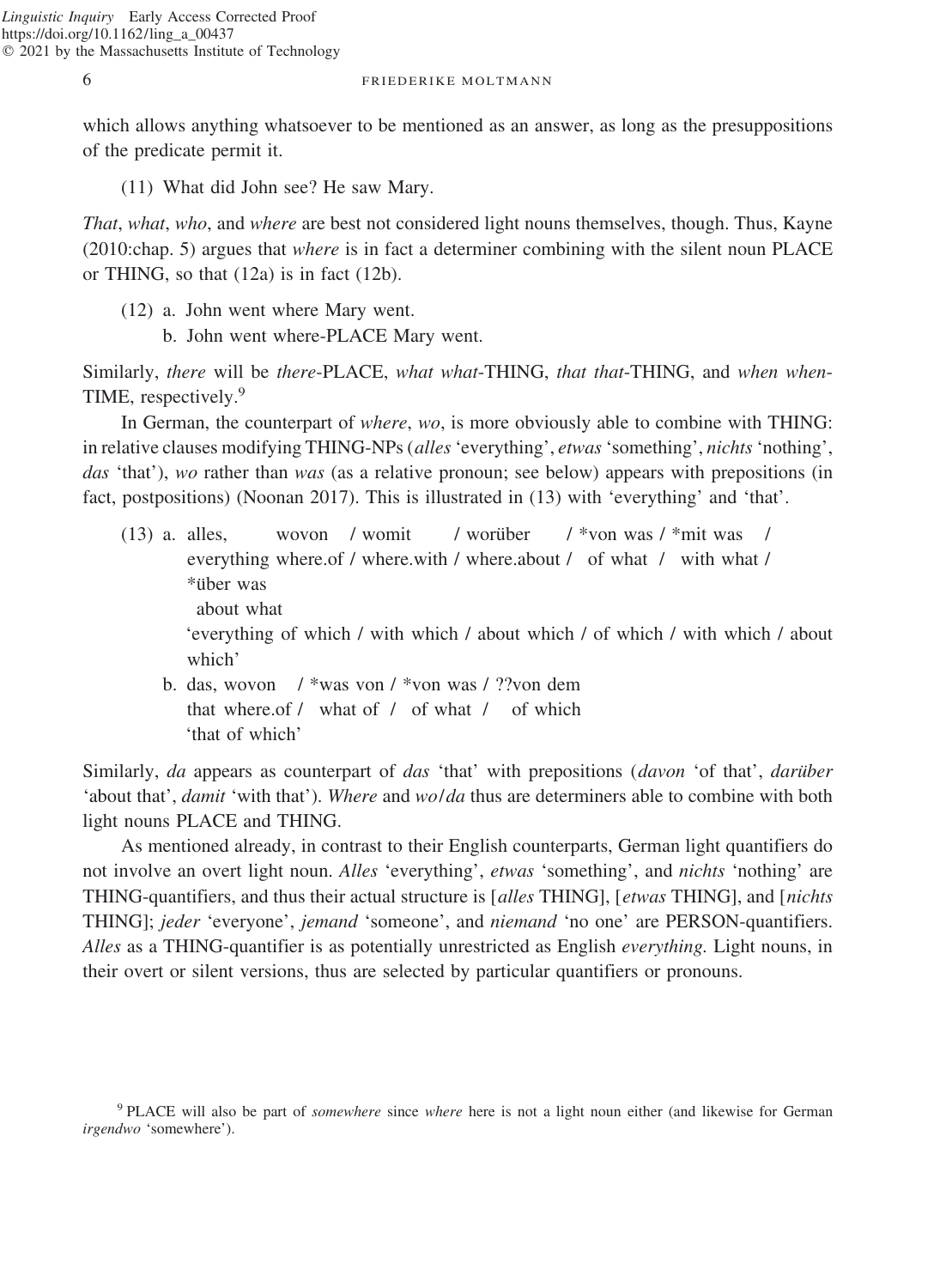which allows anything whatsoever to be mentioned as an answer, as long as the presuppositions of the predicate permit it.

(11) What did John see? He saw Mary.

*That*, *what*, *who*, and *where* are best not considered light nouns themselves, though. Thus, Kayne (2010:chap. 5) argues that *where* is in fact a determiner combining with the silent noun PLACE or THING, so that (12a) is in fact (12b).

(12) a. John went where Mary went.
  b. John went where-PLACE Mary went.

Similarly, *there* will be *there*-PLACE, *what what*-THING, *that that*-THING, and *when when*-TIME, respectively.[9]

In German, the counterpart of *where*, *wo*, is more obviously able to combine with THING: in relative clauses modifying THING-NPs (*alles* 'everything', *etwas* 'something', *nichts* 'nothing', *das* 'that'), *wo* rather than *was* (as a relative pronoun; see below) appears with prepositions (in fact, postpositions) (Noonan 2017). This is illustrated in (13) with 'everything' and 'that'.

(13) a. alles, wovon / womit / worüber / *von was / *mit was / *über was
  everything where.of / where.with / where.about / of what / with what / about what
  'everything of which / with which / about which / of which / with which / about which'
  b. das, wovon / *was von / *von was / ??von dem
  that where.of / what of / of what / of which
  'that of which'

Similarly, *da* appears as counterpart of *das* 'that' with prepositions (*davon* 'of that', *darüber* 'about that', *damit* 'with that'). *Where* and *wo*/*da* thus are determiners able to combine with both light nouns PLACE and THING.

As mentioned already, in contrast to their English counterparts, German light quantifiers do not involve an overt light noun. *Alles* 'everything', *etwas* 'something', and *nichts* 'nothing' are THING-quantifiers, and thus their actual structure is [*alles* THING], [*etwas* THING], and [*nichts* THING]; *jeder* 'everyone', *jemand* 'someone', and *niemand* 'no one' are PERSON-quantifiers. *Alles* as a THING-quantifier is as potentially unrestricted as English *everything.* Light nouns, in their overt or silent versions, thus are selected by particular quantifiers or pronouns.

[9] PLACE will also be part of *somewhere* since *where* here is not a light noun either (and likewise for German *irgendwo* 'somewhere').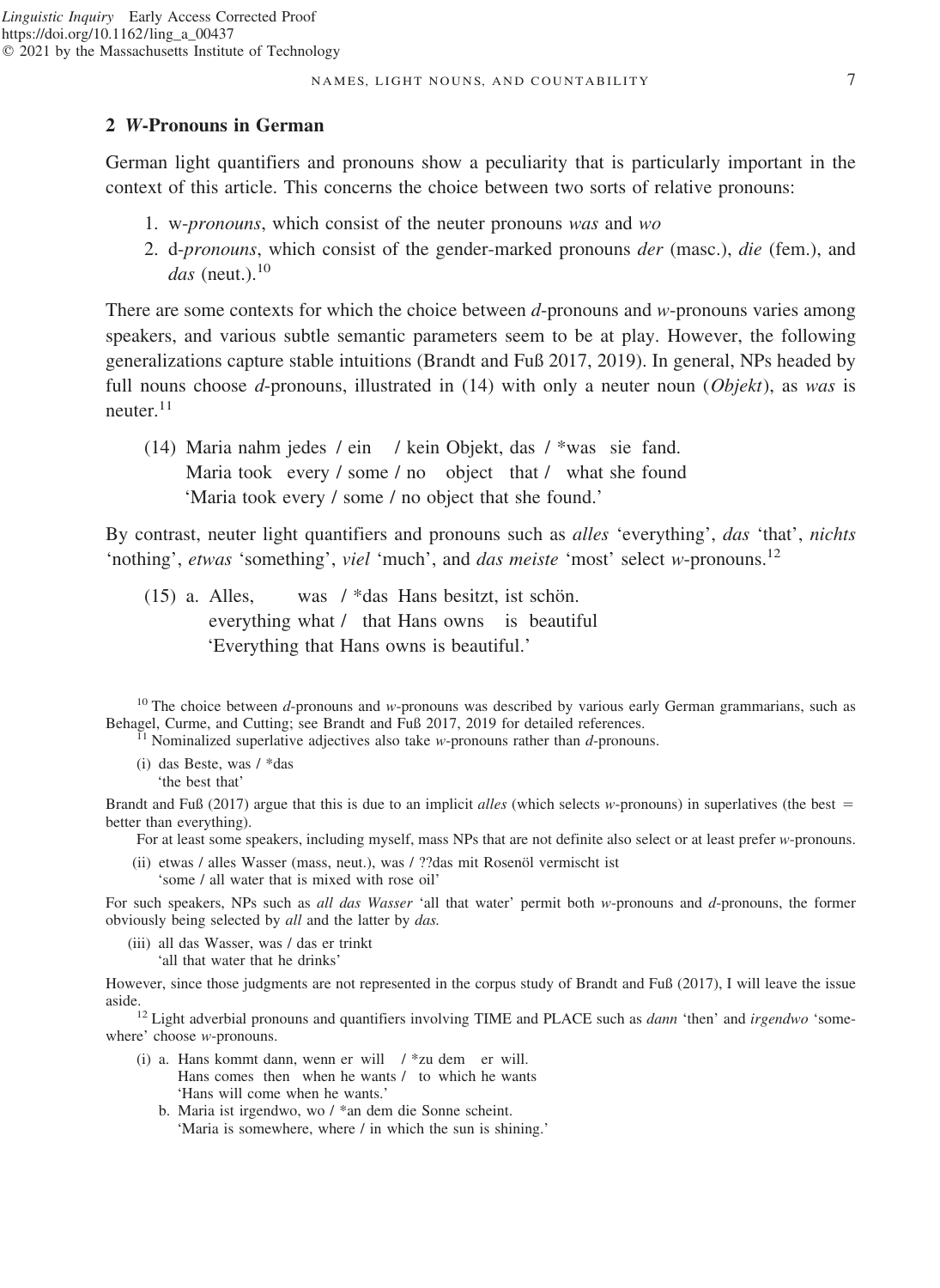## 2 *W*-Pronouns in German

German light quantifiers and pronouns show a peculiarity that is particularly important in the context of this article. This concerns the choice between two sorts of relative pronouns:

1. w-*pronouns*, which consist of the neuter pronouns *was* and *wo*
2. d-*pronouns*, which consist of the gender-marked pronouns *der* (masc.), *die* (fem.), and *das* (neut.).[10]

There are some contexts for which the choice between *d*-pronouns and *w*-pronouns varies among speakers, and various subtle semantic parameters seem to be at play. However, the following generalizations capture stable intuitions (Brandt and Fuß 2017, 2019). In general, NPs headed by full nouns choose *d*-pronouns, illustrated in (14) with only a neuter noun (*Objekt*), as *was* is neuter.[11]

(14) Maria nahm jedes / ein / kein Objekt, das / *was sie fand.
Maria took every / some / no object that / what she found
'Maria took every / some / no object that she found.'

By contrast, neuter light quantifiers and pronouns such as *alles* 'everything', *das* 'that', *nichts* 'nothing', *etwas* 'something', *viel* 'much', and *das meiste* 'most' select *w*-pronouns.[12]

(15) a. Alles, was / *das Hans besitzt, ist schön.
everything what / that Hans owns is beautiful
'Everything that Hans owns is beautiful.'

---

[10] The choice between *d*-pronouns and *w*-pronouns was described by various early German grammarians, such as Behagel, Curme, and Cutting; see Brandt and Fuß 2017, 2019 for detailed references.

[11] Nominalized superlative adjectives also take *w*-pronouns rather than *d*-pronouns.

(i) das Beste, was / *das
'the best that'

Brandt and Fuß (2017) argue that this is due to an implicit *alles* (which selects *w*-pronouns) in superlatives (the best = better than everything).

For at least some speakers, including myself, mass NPs that are not definite also select or at least prefer *w*-pronouns.

(ii) etwas / alles Wasser (mass, neut.), was / ??das mit Rosenöl vermischt ist
'some / all water that is mixed with rose oil'

For such speakers, NPs such as *all das Wasser* 'all that water' permit both *w*-pronouns and *d*-pronouns, the former obviously being selected by *all* and the latter by *das.*

(iii) all das Wasser, was / das er trinkt
'all that water that he drinks'

However, since those judgments are not represented in the corpus study of Brandt and Fuß (2017), I will leave the issue aside.

[12] Light adverbial pronouns and quantifiers involving TIME and PLACE such as *dann* 'then' and *irgendwo* 'somewhere' choose *w*-pronouns.

(i) a. Hans kommt dann, wenn er will / *zu dem er will.
Hans comes then when he wants / to which he wants
'Hans will come when he wants.'
b. Maria ist irgendwo, wo / *an dem die Sonne scheint.
'Maria is somewhere, where / in which the sun is shining.'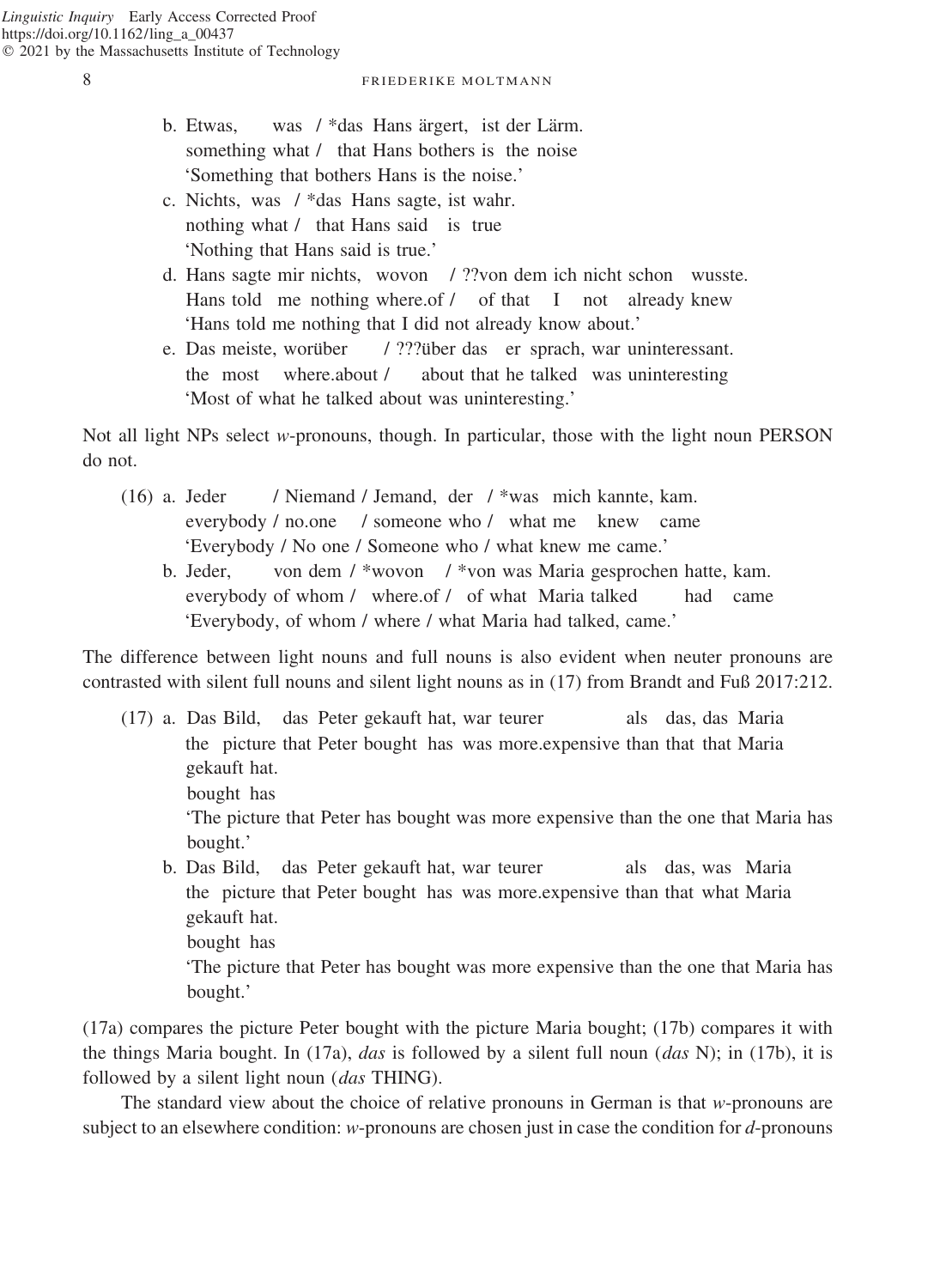b. Etwas, was / \*das Hans ärgert, ist der Lärm.
   something what / that Hans bothers is the noise
   'Something that bothers Hans is the noise.'

c. Nichts, was / \*das Hans sagte, ist wahr.
   nothing what / that Hans said is true
   'Nothing that Hans said is true.'

d. Hans sagte mir nichts, wovon / ??von dem ich nicht schon wusste.
   Hans told me nothing where.of / of that I not already knew
   'Hans told me nothing that I did not already know about.'

e. Das meiste, worüber / ???über das er sprach, war uninteressant.
   the most where.about / about that he talked was uninteresting
   'Most of what he talked about was uninteresting.'

Not all light NPs select *w*-pronouns, though. In particular, those with the light noun PERSON do not.

(16) a. Jeder / Niemand / Jemand, der / \*was mich kannte, kam.
   everybody / no.one / someone who / what me knew came
   'Everybody / No one / Someone who / what knew me came.'

b. Jeder, von dem / \*wovon / \*von was Maria gesprochen hatte, kam.
   everybody of whom / where.of / of what Maria talked had came
   'Everybody, of whom / where / what Maria had talked, came.'

The difference between light nouns and full nouns is also evident when neuter pronouns are contrasted with silent full nouns and silent light nouns as in (17) from Brandt and Fuß 2017:212.

(17) a. Das Bild, das Peter gekauft hat, war teurer als das, das Maria gekauft hat.
   the picture that Peter bought has was more.expensive than that that Maria bought has
   'The picture that Peter has bought was more expensive than the one that Maria has bought.'

b. Das Bild, das Peter gekauft hat, war teurer als das, was Maria gekauft hat.
   the picture that Peter bought has was more.expensive than that what Maria bought has
   'The picture that Peter has bought was more expensive than the one that Maria has bought.'

(17a) compares the picture Peter bought with the picture Maria bought; (17b) compares it with the things Maria bought. In (17a), *das* is followed by a silent full noun (*das* N); in (17b), it is followed by a silent light noun (*das* THING).

The standard view about the choice of relative pronouns in German is that *w*-pronouns are subject to an elsewhere condition: *w*-pronouns are chosen just in case the condition for *d*-pronouns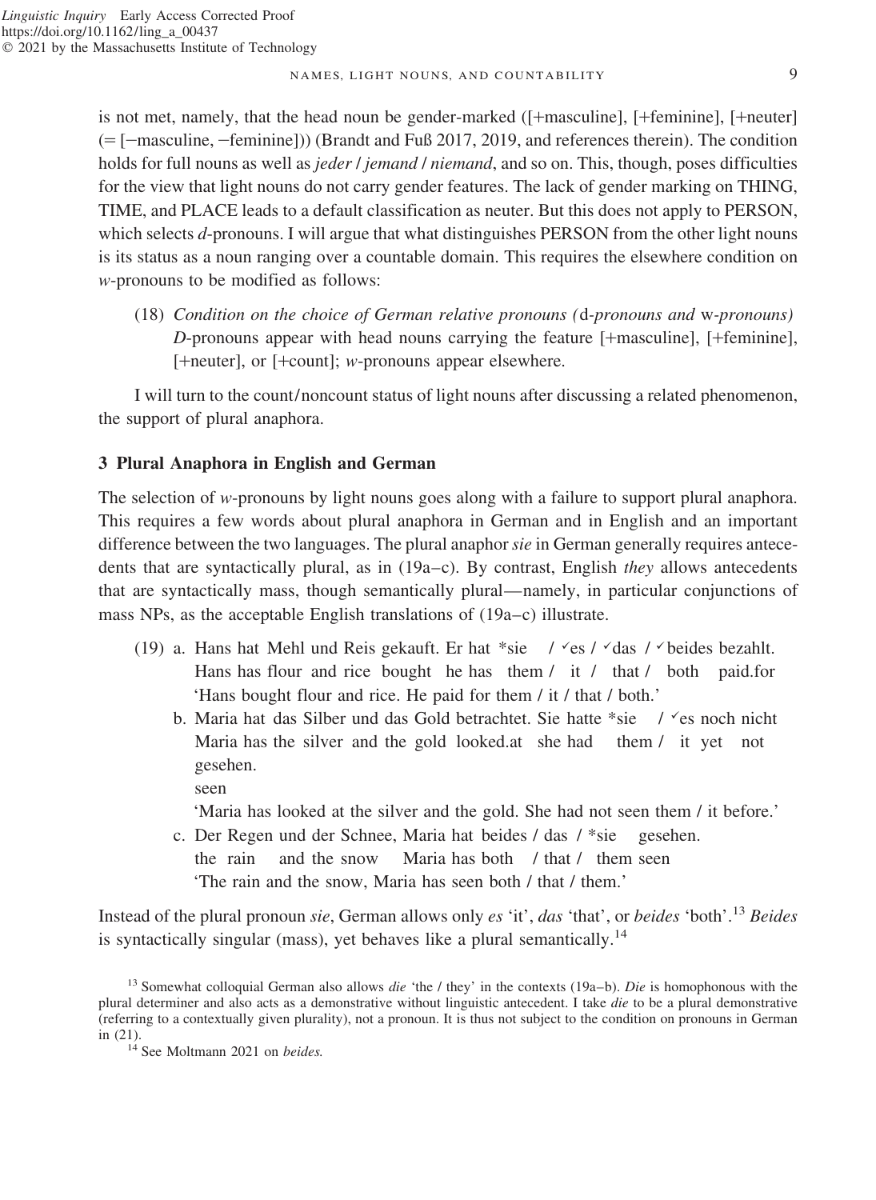is not met, namely, that the head noun be gender-marked ([+masculine], [+feminine], [+neuter] (= [−masculine, −feminine])) (Brandt and Fuß 2017, 2019, and references therein). The condition holds for full nouns as well as *jeder* / *jemand* / *niemand*, and so on. This, though, poses difficulties for the view that light nouns do not carry gender features. The lack of gender marking on THING, TIME, and PLACE leads to a default classification as neuter. But this does not apply to PERSON, which selects *d*-pronouns. I will argue that what distinguishes PERSON from the other light nouns is its status as a noun ranging over a countable domain. This requires the elsewhere condition on *w*-pronouns to be modified as follows:

(18) *Condition on the choice of German relative pronouns (*d*-pronouns and* w*-pronouns)*
*D*-pronouns appear with head nouns carrying the feature [+masculine], [+feminine], [+neuter], or [+count]; *w*-pronouns appear elsewhere.

I will turn to the count/noncount status of light nouns after discussing a related phenomenon, the support of plural anaphora.

## 3 Plural Anaphora in English and German

The selection of *w*-pronouns by light nouns goes along with a failure to support plural anaphora. This requires a few words about plural anaphora in German and in English and an important difference between the two languages. The plural anaphor *sie* in German generally requires antecedents that are syntactically plural, as in (19a–c). By contrast, English *they* allows antecedents that are syntactically mass, though semantically plural—namely, in particular conjunctions of mass NPs, as the acceptable English translations of (19a–c) illustrate.

(19) a. Hans hat Mehl und Reis gekauft. Er hat \*sie / ✓es / ✓das / ✓beides bezahlt.
Hans has flour and rice bought he has them / it / that / both paid.for
'Hans bought flour and rice. He paid for them / it / that / both.'

b. Maria hat das Silber und das Gold betrachtet. Sie hatte \*sie / ✓es noch nicht gesehen.
Maria has the silver and the gold looked.at she had them / it yet not seen
'Maria has looked at the silver and the gold. She had not seen them / it before.'

c. Der Regen und der Schnee, Maria hat beides / das / \*sie gesehen.
the rain and the snow Maria has both / that / them seen
'The rain and the snow, Maria has seen both / that / them.'

Instead of the plural pronoun *sie*, German allows only *es* 'it', *das* 'that', or *beides* 'both'.[13] *Beides* is syntactically singular (mass), yet behaves like a plural semantically.[14]

---

[13] Somewhat colloquial German also allows *die* 'the / they' in the contexts (19a–b). *Die* is homophonous with the plural determiner and also acts as a demonstrative without linguistic antecedent. I take *die* to be a plural demonstrative (referring to a contextually given plurality), not a pronoun. It is thus not subject to the condition on pronouns in German in (21).

[14] See Moltmann 2021 on *beides.*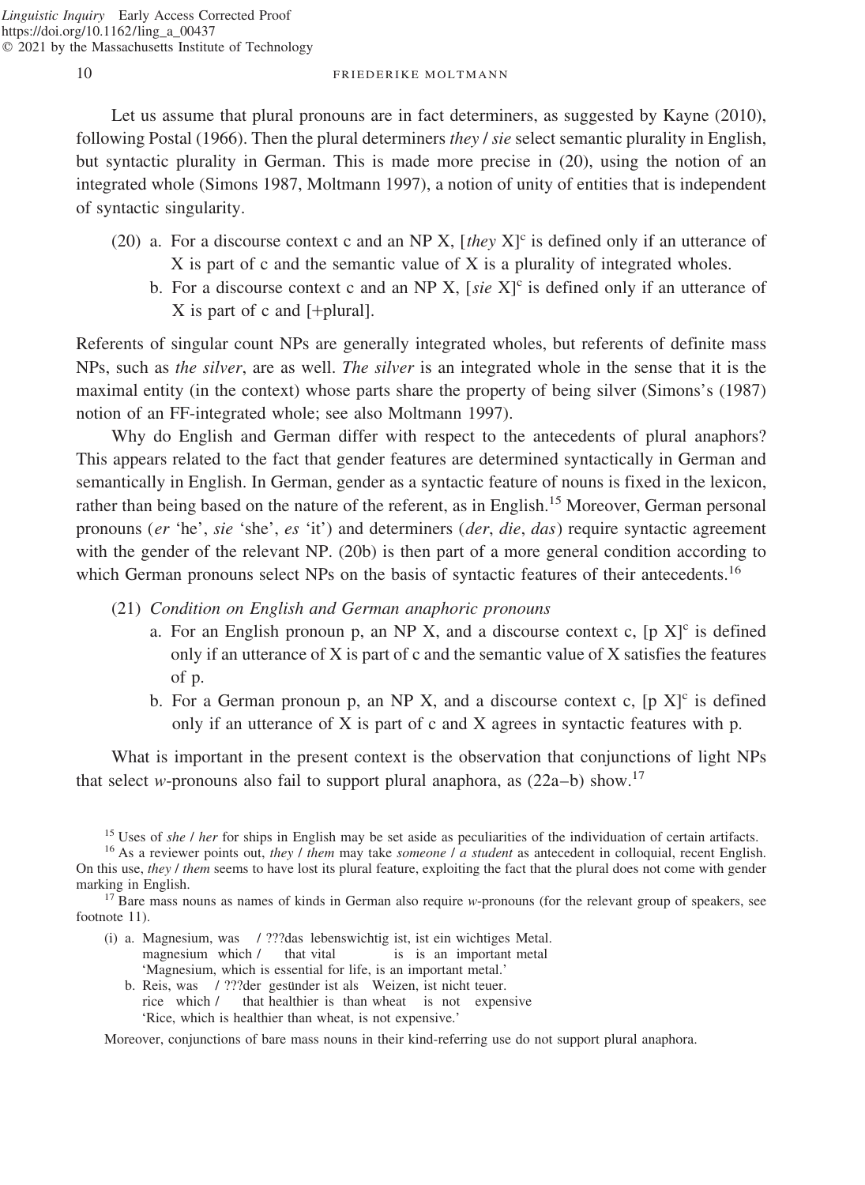Let us assume that plural pronouns are in fact determiners, as suggested by Kayne (2010), following Postal (1966). Then the plural determiners *they* / *sie* select semantic plurality in English, but syntactic plurality in German. This is made more precise in (20), using the notion of an integrated whole (Simons 1987, Moltmann 1997), a notion of unity of entities that is independent of syntactic singularity.

(20) a. For a discourse context c and an NP X, [*they* X]$^c$ is defined only if an utterance of X is part of c and the semantic value of X is a plurality of integrated wholes.

b. For a discourse context c and an NP X, [*sie* X]$^c$ is defined only if an utterance of X is part of c and [+plural].

Referents of singular count NPs are generally integrated wholes, but referents of definite mass NPs, such as *the silver*, are as well. *The silver* is an integrated whole in the sense that it is the maximal entity (in the context) whose parts share the property of being silver (Simons's (1987) notion of an FF-integrated whole; see also Moltmann 1997).

Why do English and German differ with respect to the antecedents of plural anaphors? This appears related to the fact that gender features are determined syntactically in German and semantically in English. In German, gender as a syntactic feature of nouns is fixed in the lexicon, rather than being based on the nature of the referent, as in English.[15] Moreover, German personal pronouns (*er* 'he', *sie* 'she', *es* 'it') and determiners (*der*, *die*, *das*) require syntactic agreement with the gender of the relevant NP. (20b) is then part of a more general condition according to which German pronouns select NPs on the basis of syntactic features of their antecedents.[16]

(21) *Condition on English and German anaphoric pronouns*

a. For an English pronoun p, an NP X, and a discourse context c, [p X]$^c$ is defined only if an utterance of X is part of c and the semantic value of X satisfies the features of p.

b. For a German pronoun p, an NP X, and a discourse context c, [p X]$^c$ is defined only if an utterance of X is part of c and X agrees in syntactic features with p.

What is important in the present context is the observation that conjunctions of light NPs that select *w*-pronouns also fail to support plural anaphora, as (22a–b) show.[17]

[15] Uses of *she* / *her* for ships in English may be set aside as peculiarities of the individuation of certain artifacts.

[16] As a reviewer points out, *they* / *them* may take *someone* / *a student* as antecedent in colloquial, recent English. On this use, *they* / *them* seems to have lost its plural feature, exploiting the fact that the plural does not come with gender marking in English.

[17] Bare mass nouns as names of kinds in German also require *w*-pronouns (for the relevant group of speakers, see footnote 11).

(i) a. Magnesium, was / ???das lebenswichtig ist, ist ein wichtiges Metal.
magnesium which / that vital is is an important metal
'Magnesium, which is essential for life, is an important metal.'

b. Reis, was / ???der gesünder ist als Weizen, ist nicht teuer.
rice which / that healthier is than wheat is not expensive
'Rice, which is healthier than wheat, is not expensive.'

Moreover, conjunctions of bare mass nouns in their kind-referring use do not support plural anaphora.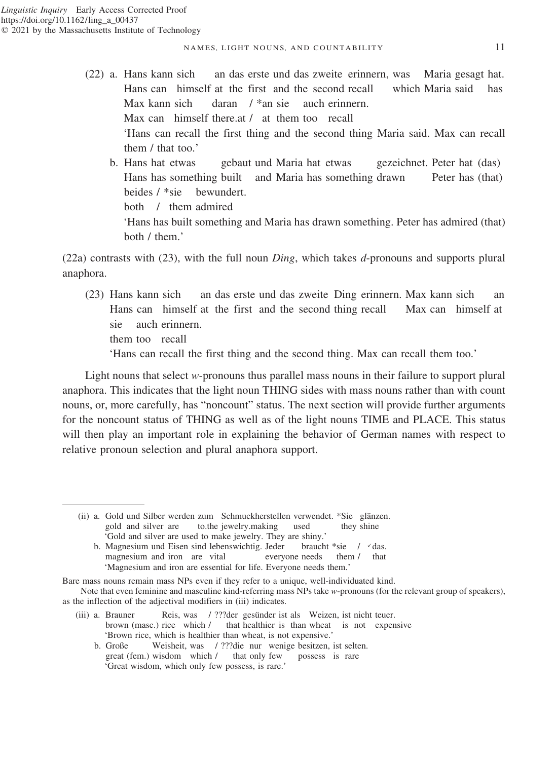(22) a. Hans kann sich an das erste und das zweite erinnern, was Maria gesagt hat.
Hans can himself at the first and the second recall which Maria said has
Max kann sich daran / *an sie auch erinnern.
Max can himself there.at / at them too recall
'Hans can recall the first thing and the second thing Maria said. Max can recall them / that too.'

b. Hans hat etwas gebaut und Maria hat etwas gezeichnet. Peter hat (das)
Hans has something built and Maria has something drawn Peter has (that)
beides / *sie bewundert.
both / them admired
'Hans has built something and Maria has drawn something. Peter has admired (that) both / them.'

(22a) contrasts with (23), with the full noun *Ding*, which takes *d*-pronouns and supports plural anaphora.

(23) Hans kann sich an das erste und das zweite Ding erinnern. Max kann sich an
Hans can himself at the first and the second thing recall Max can himself at
sie auch erinnern.
them too recall
'Hans can recall the first thing and the second thing. Max can recall them too.'

Light nouns that select *w*-pronouns thus parallel mass nouns in their failure to support plural anaphora. This indicates that the light noun THING sides with mass nouns rather than with count nouns, or, more carefully, has "noncount" status. The next section will provide further arguments for the noncount status of THING as well as of the light nouns TIME and PLACE. This status will then play an important role in explaining the behavior of German names with respect to relative pronoun selection and plural anaphora support.

---

(ii) a. Gold und Silber werden zum Schmuckherstellen verwendet. *Sie glänzen.
gold and silver are to.the jewelry.making used they shine
'Gold and silver are used to make jewelry. They are shiny.'

b. Magnesium und Eisen sind lebenswichtig. Jeder braucht *sie / ✓das.
magnesium and iron are vital everyone needs them / that
'Magnesium and iron are essential for life. Everyone needs them.'

Bare mass nouns remain mass NPs even if they refer to a unique, well-individuated kind.

Note that even feminine and masculine kind-referring mass NPs take *w*-pronouns (for the relevant group of speakers), as the inflection of the adjectival modifiers in (iii) indicates.

(iii) a. Brauner Reis, was / ???der gesünder ist als Weizen, ist nicht teuer.
brown (masc.) rice which / that healthier is than wheat is not expensive
'Brown rice, which is healthier than wheat, is not expensive.'

b. Große Weisheit, was / ???die nur wenige besitzen, ist selten.
great (fem.) wisdom which / that only few possess is rare
'Great wisdom, which only few possess, is rare.'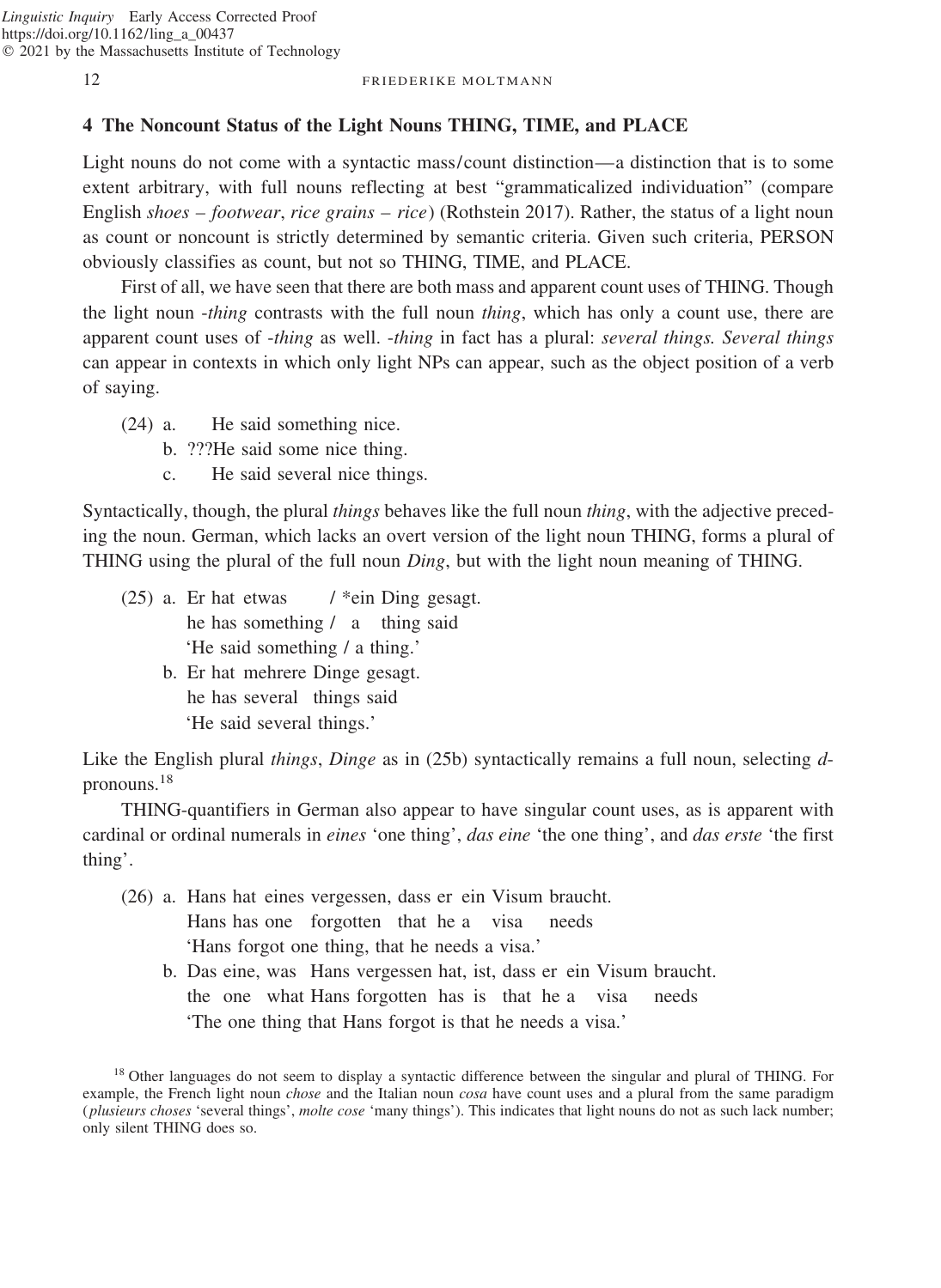## 4 The Noncount Status of the Light Nouns THING, TIME, and PLACE

Light nouns do not come with a syntactic mass/count distinction—a distinction that is to some extent arbitrary, with full nouns reflecting at best "grammaticalized individuation" (compare English *shoes* – *footwear*, *rice grains* – *rice*) (Rothstein 2017). Rather, the status of a light noun as count or noncount is strictly determined by semantic criteria. Given such criteria, PERSON obviously classifies as count, but not so THING, TIME, and PLACE.

First of all, we have seen that there are both mass and apparent count uses of THING. Though the light noun *-thing* contrasts with the full noun *thing*, which has only a count use, there are apparent count uses of *-thing* as well. *-thing* in fact has a plural: *several things. Several things* can appear in contexts in which only light NPs can appear, such as the object position of a verb of saying.

(24) a. He said something nice.
b. ???He said some nice thing.
c. He said several nice things.

Syntactically, though, the plural *things* behaves like the full noun *thing*, with the adjective preceding the noun. German, which lacks an overt version of the light noun THING, forms a plural of THING using the plural of the full noun *Ding*, but with the light noun meaning of THING.

(25) a. Er hat etwas / \*ein Ding gesagt.
he has something / a thing said
'He said something / a thing.'
b. Er hat mehrere Dinge gesagt.
he has several things said
'He said several things.'

Like the English plural *things*, *Dinge* as in (25b) syntactically remains a full noun, selecting *d*-pronouns.[18]

THING-quantifiers in German also appear to have singular count uses, as is apparent with cardinal or ordinal numerals in *eines* 'one thing', *das eine* 'the one thing', and *das erste* 'the first thing'.

(26) a. Hans hat eines vergessen, dass er ein Visum braucht.
Hans has one forgotten that he a visa needs
'Hans forgot one thing, that he needs a visa.'
b. Das eine, was Hans vergessen hat, ist, dass er ein Visum braucht.
the one what Hans forgotten has is that he a visa needs
'The one thing that Hans forgot is that he needs a visa.'

[18] Other languages do not seem to display a syntactic difference between the singular and plural of THING. For example, the French light noun *chose* and the Italian noun *cosa* have count uses and a plural from the same paradigm (*plusieurs choses* 'several things', *molte cose* 'many things'). This indicates that light nouns do not as such lack number; only silent THING does so.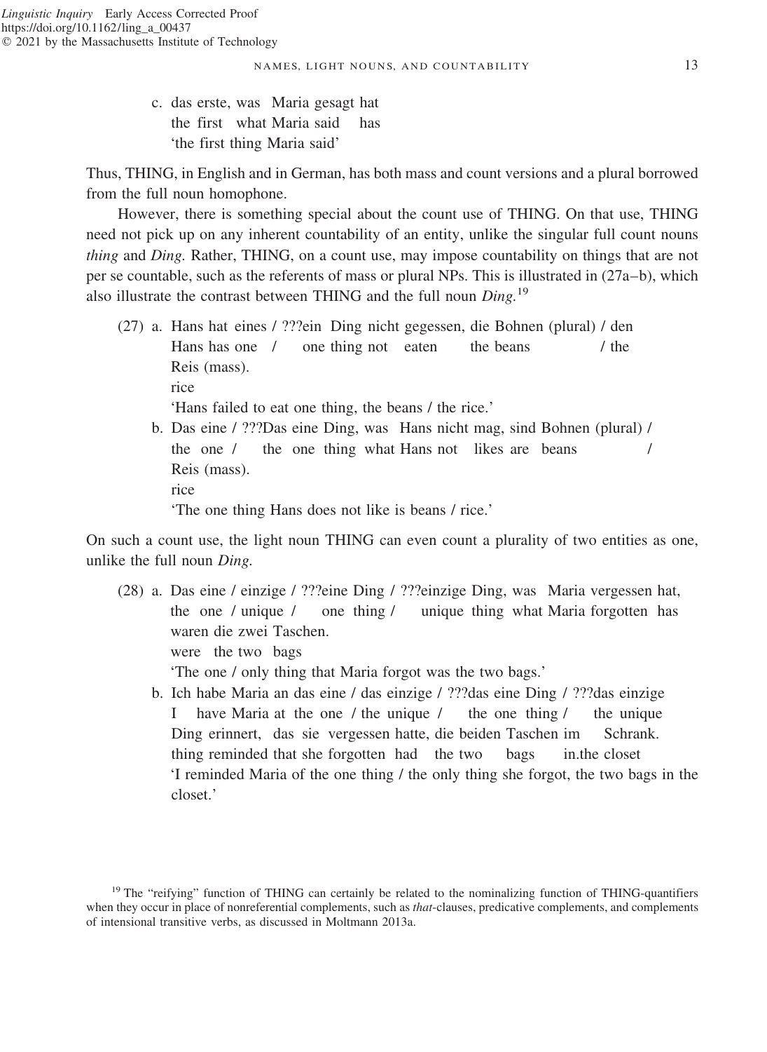c. das erste, was Maria gesagt hat
   the first what Maria said has
   'the first thing Maria said'

Thus, THING, in English and in German, has both mass and count versions and a plural borrowed from the full noun homophone.

However, there is something special about the count use of THING. On that use, THING need not pick up on any inherent countability of an entity, unlike the singular full count nouns *thing* and *Ding*. Rather, THING, on a count use, may impose countability on things that are not per se countable, such as the referents of mass or plural NPs. This is illustrated in (27a–b), which also illustrate the contrast between THING and the full noun *Ding*.[19]

(27) a. Hans hat eines / ???ein Ding nicht gegessen, die Bohnen (plural) / den Reis (mass).
   Hans has one / one thing not eaten the beans / the rice
   'Hans failed to eat one thing, the beans / the rice.'

b. Das eine / ???Das eine Ding, was Hans nicht mag, sind Bohnen (plural) / Reis (mass).
   the one / the one thing what Hans not likes are beans / rice
   'The one thing Hans does not like is beans / rice.'

On such a count use, the light noun THING can even count a plurality of two entities as one, unlike the full noun *Ding*.

(28) a. Das eine / einzige / ???eine Ding / ???einzige Ding, was Maria vergessen hat, waren die zwei Taschen.
   the one / unique / one thing / unique thing what Maria forgotten has were the two bags
   'The one / only thing that Maria forgot was the two bags.'

b. Ich habe Maria an das eine / das einzige / ???das eine Ding / ???das einzige Ding erinnert, das sie vergessen hatte, die beiden Taschen im Schrank.
   I have Maria at the one / the unique / the one thing / the unique thing reminded that she forgotten had the two bags in.the closet
   'I reminded Maria of the one thing / the only thing she forgot, the two bags in the closet.'

[19] The "reifying" function of THING can certainly be related to the nominalizing function of THING-quantifiers when they occur in place of nonreferential complements, such as *that*-clauses, predicative complements, and complements of intensional transitive verbs, as discussed in Moltmann 2013a.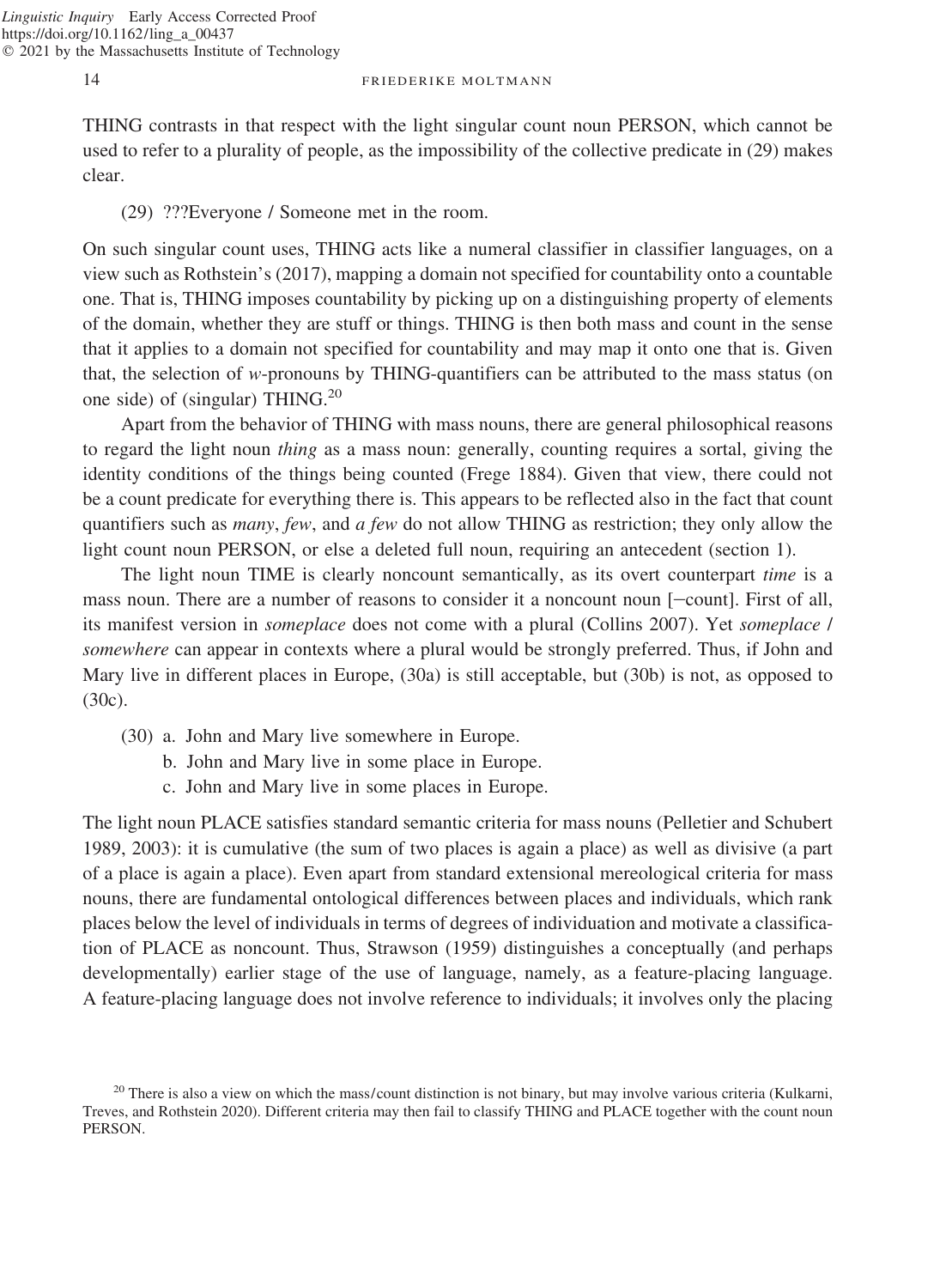THING contrasts in that respect with the light singular count noun PERSON, which cannot be used to refer to a plurality of people, as the impossibility of the collective predicate in (29) makes clear.

(29) ???Everyone / Someone met in the room.

On such singular count uses, THING acts like a numeral classifier in classifier languages, on a view such as Rothstein's (2017), mapping a domain not specified for countability onto a countable one. That is, THING imposes countability by picking up on a distinguishing property of elements of the domain, whether they are stuff or things. THING is then both mass and count in the sense that it applies to a domain not specified for countability and may map it onto one that is. Given that, the selection of *w*-pronouns by THING-quantifiers can be attributed to the mass status (on one side) of (singular) THING.[20]

Apart from the behavior of THING with mass nouns, there are general philosophical reasons to regard the light noun *thing* as a mass noun: generally, counting requires a sortal, giving the identity conditions of the things being counted (Frege 1884). Given that view, there could not be a count predicate for everything there is. This appears to be reflected also in the fact that count quantifiers such as *many*, *few*, and *a few* do not allow THING as restriction; they only allow the light count noun PERSON, or else a deleted full noun, requiring an antecedent (section 1).

The light noun TIME is clearly noncount semantically, as its overt counterpart *time* is a mass noun. There are a number of reasons to consider it a noncount noun [−count]. First of all, its manifest version in *someplace* does not come with a plural (Collins 2007). Yet *someplace* / *somewhere* can appear in contexts where a plural would be strongly preferred. Thus, if John and Mary live in different places in Europe, (30a) is still acceptable, but (30b) is not, as opposed to (30c).

(30) a. John and Mary live somewhere in Europe.
b. John and Mary live in some place in Europe.
c. John and Mary live in some places in Europe.

The light noun PLACE satisfies standard semantic criteria for mass nouns (Pelletier and Schubert 1989, 2003): it is cumulative (the sum of two places is again a place) as well as divisive (a part of a place is again a place). Even apart from standard extensional mereological criteria for mass nouns, there are fundamental ontological differences between places and individuals, which rank places below the level of individuals in terms of degrees of individuation and motivate a classification of PLACE as noncount. Thus, Strawson (1959) distinguishes a conceptually (and perhaps developmentally) earlier stage of the use of language, namely, as a feature-placing language. A feature-placing language does not involve reference to individuals; it involves only the placing

[20] There is also a view on which the mass/count distinction is not binary, but may involve various criteria (Kulkarni, Treves, and Rothstein 2020). Different criteria may then fail to classify THING and PLACE together with the count noun PERSON.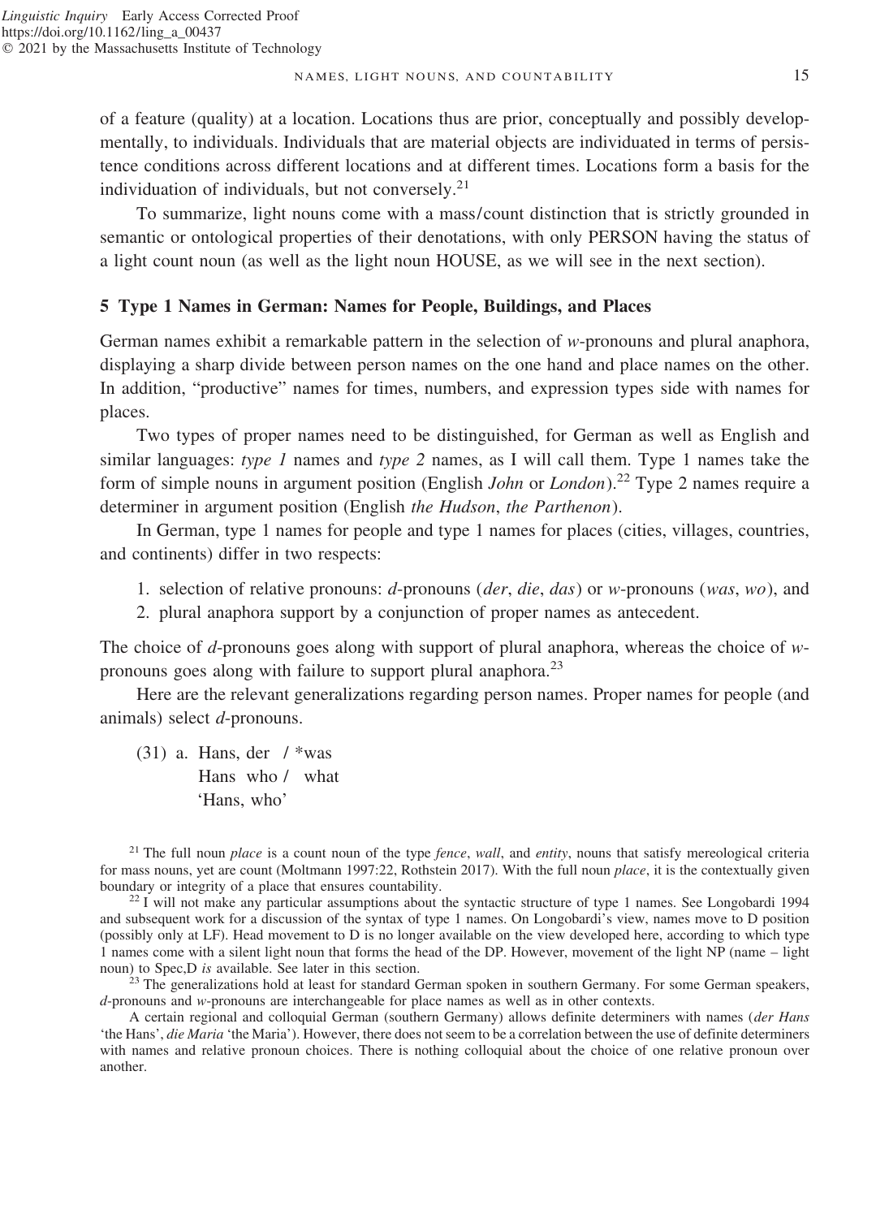of a feature (quality) at a location. Locations thus are prior, conceptually and possibly developmentally, to individuals. Individuals that are material objects are individuated in terms of persistence conditions across different locations and at different times. Locations form a basis for the individuation of individuals, but not conversely.[21]

To summarize, light nouns come with a mass/count distinction that is strictly grounded in semantic or ontological properties of their denotations, with only PERSON having the status of a light count noun (as well as the light noun HOUSE, as we will see in the next section).

## 5 Type 1 Names in German: Names for People, Buildings, and Places

German names exhibit a remarkable pattern in the selection of *w*-pronouns and plural anaphora, displaying a sharp divide between person names on the one hand and place names on the other. In addition, "productive" names for times, numbers, and expression types side with names for places.

Two types of proper names need to be distinguished, for German as well as English and similar languages: *type 1* names and *type 2* names, as I will call them. Type 1 names take the form of simple nouns in argument position (English *John* or *London*).[22] Type 2 names require a determiner in argument position (English *the Hudson*, *the Parthenon*).

In German, type 1 names for people and type 1 names for places (cities, villages, countries, and continents) differ in two respects:

1. selection of relative pronouns: *d*-pronouns (*der*, *die*, *das*) or *w*-pronouns (*was*, *wo*), and
2. plural anaphora support by a conjunction of proper names as antecedent.

The choice of *d*-pronouns goes along with support of plural anaphora, whereas the choice of *w*-pronouns goes along with failure to support plural anaphora.[23]

Here are the relevant generalizations regarding person names. Proper names for people (and animals) select *d*-pronouns.

(31) a. Hans, der / *was
   Hans who / what
   'Hans, who'

[21] The full noun *place* is a count noun of the type *fence*, *wall*, and *entity*, nouns that satisfy mereological criteria for mass nouns, yet are count (Moltmann 1997:22, Rothstein 2017). With the full noun *place*, it is the contextually given boundary or integrity of a place that ensures countability.

[22] I will not make any particular assumptions about the syntactic structure of type 1 names. See Longobardi 1994 and subsequent work for a discussion of the syntax of type 1 names. On Longobardi's view, names move to D position (possibly only at LF). Head movement to D is no longer available on the view developed here, according to which type 1 names come with a silent light noun that forms the head of the DP. However, movement of the light NP (name – light noun) to Spec,D *is* available. See later in this section.

[23] The generalizations hold at least for standard German spoken in southern Germany. For some German speakers, *d*-pronouns and *w*-pronouns are interchangeable for place names as well as in other contexts.

A certain regional and colloquial German (southern Germany) allows definite determiners with names (*der Hans* 'the Hans', *die Maria* 'the Maria'). However, there does not seem to be a correlation between the use of definite determiners with names and relative pronoun choices. There is nothing colloquial about the choice of one relative pronoun over another.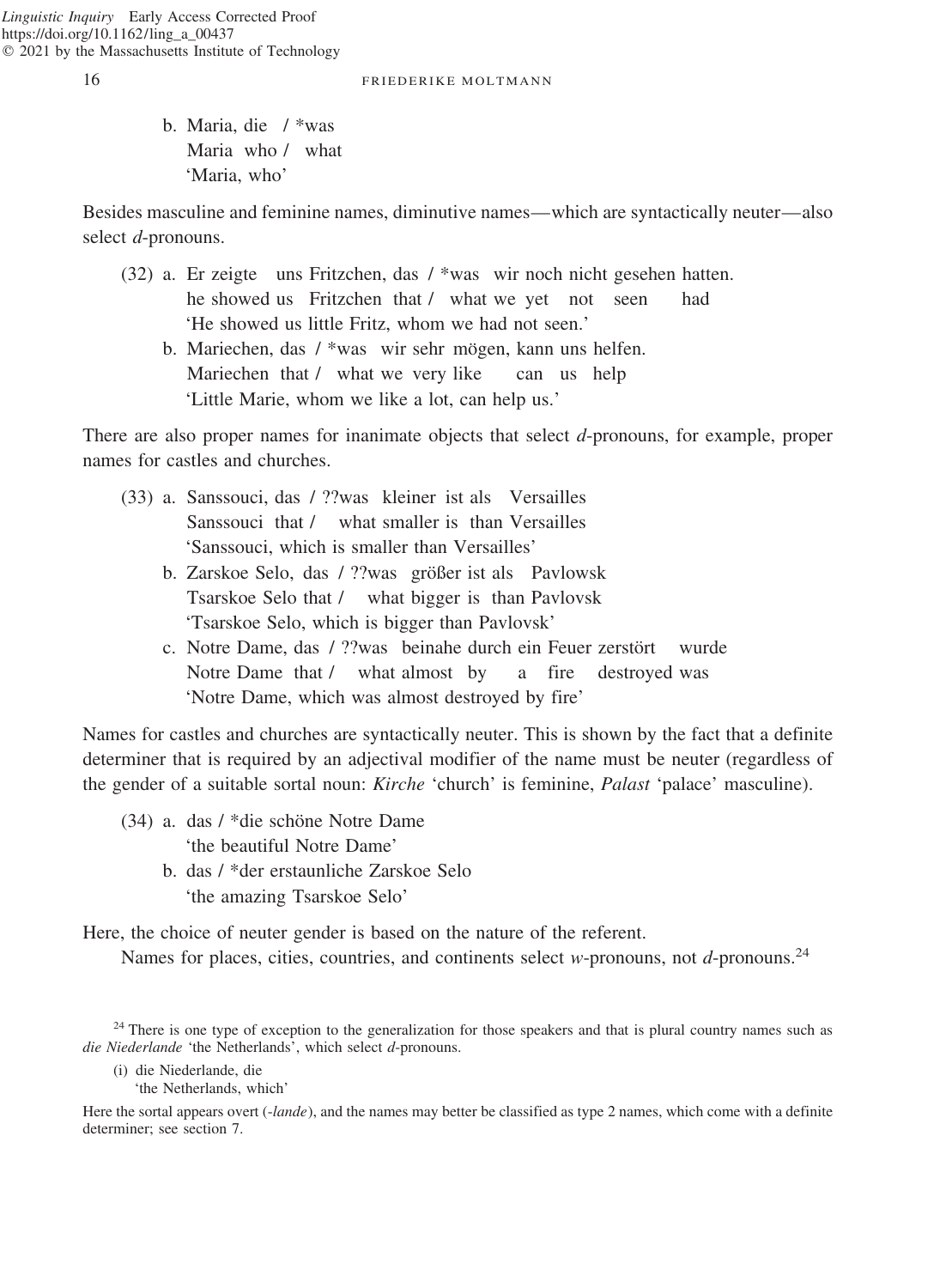b. Maria, die / *was
   Maria who / what
   'Maria, who'

Besides masculine and feminine names, diminutive names—which are syntactically neuter—also select *d*-pronouns.

(32) a. Er zeigte uns Fritzchen, das / *was wir noch nicht gesehen hatten.
        he showed us Fritzchen that / what we yet not seen had
        'He showed us little Fritz, whom we had not seen.'
     b. Mariechen, das / *was wir sehr mögen, kann uns helfen.
        Mariechen that / what we very like can us help
        'Little Marie, whom we like a lot, can help us.'

There are also proper names for inanimate objects that select *d*-pronouns, for example, proper names for castles and churches.

(33) a. Sanssouci, das / ??was kleiner ist als Versailles
        Sanssouci that / what smaller is than Versailles
        'Sanssouci, which is smaller than Versailles'
     b. Zarskoe Selo, das / ??was größer ist als Pavlowsk
        Tsarskoe Selo that / what bigger is than Pavlovsk
        'Tsarskoe Selo, which is bigger than Pavlovsk'
     c. Notre Dame, das / ??was beinahe durch ein Feuer zerstört wurde
        Notre Dame that / what almost by a fire destroyed was
        'Notre Dame, which was almost destroyed by fire'

Names for castles and churches are syntactically neuter. This is shown by the fact that a definite determiner that is required by an adjectival modifier of the name must be neuter (regardless of the gender of a suitable sortal noun: *Kirche* 'church' is feminine, *Palast* 'palace' masculine).

(34) a. das / *die schöne Notre Dame
        'the beautiful Notre Dame'
     b. das / *der erstaunliche Zarskoe Selo
        'the amazing Tsarskoe Selo'

Here, the choice of neuter gender is based on the nature of the referent.

Names for places, cities, countries, and continents select *w*-pronouns, not *d*-pronouns.[24]

[24] There is one type of exception to the generalization for those speakers and that is plural country names such as *die Niederlande* 'the Netherlands', which select *d*-pronouns.

(i) die Niederlande, die
    'the Netherlands, which'

Here the sortal appears overt (*-lande*), and the names may better be classified as type 2 names, which come with a definite determiner; see section 7.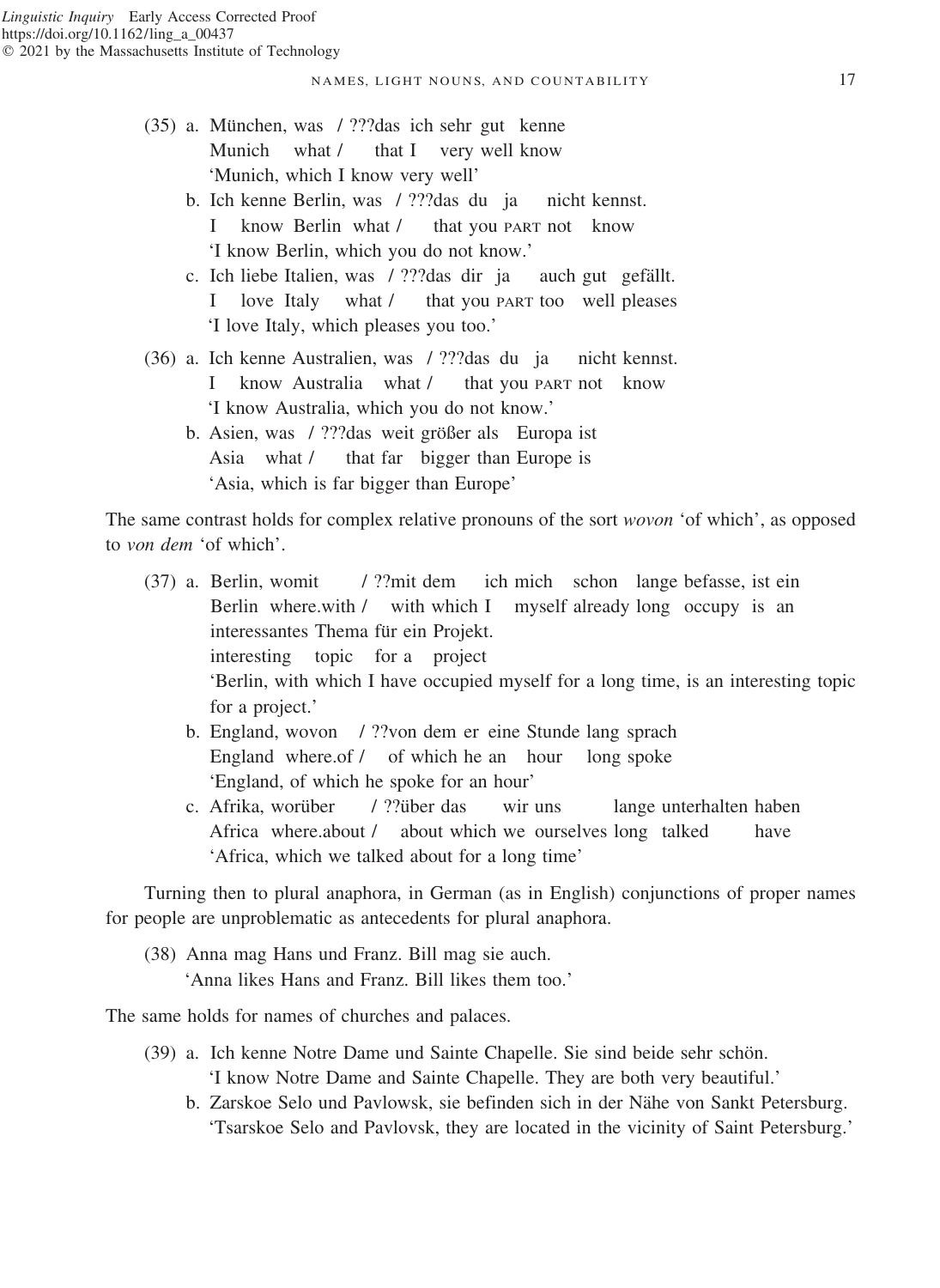(35) a. München, was / ???das ich sehr gut kenne
   Munich what / that I very well know
   'Munich, which I know very well'

  b. Ich kenne Berlin, was / ???das du ja nicht kennst.
   I know Berlin what / that you PART not know
   'I know Berlin, which you do not know.'

  c. Ich liebe Italien, was / ???das dir ja auch gut gefällt.
   I love Italy what / that you PART too well pleases
   'I love Italy, which pleases you too.'

(36) a. Ich kenne Australien, was / ???das du ja nicht kennst.
   I know Australia what / that you PART not know
   'I know Australia, which you do not know.'

  b. Asien, was / ???das weit größer als Europa ist
   Asia what / that far bigger than Europe is
   'Asia, which is far bigger than Europe'

The same contrast holds for complex relative pronouns of the sort *wovon* 'of which', as opposed to *von dem* 'of which'.

(37) a. Berlin, womit / ??mit dem ich mich schon lange befasse, ist ein interessantes Thema für ein Projekt.
   Berlin where.with / with which I myself already long occupy is an interesting topic for a project
   'Berlin, with which I have occupied myself for a long time, is an interesting topic for a project.'

  b. England, wovon / ??von dem er eine Stunde lang sprach
   England where.of / of which he an hour long spoke
   'England, of which he spoke for an hour'

  c. Afrika, worüber / ??über das wir uns lange unterhalten haben
   Africa where.about / about which we ourselves long talked have
   'Africa, which we talked about for a long time'

Turning then to plural anaphora, in German (as in English) conjunctions of proper names for people are unproblematic as antecedents for plural anaphora.

(38) Anna mag Hans und Franz. Bill mag sie auch.
   'Anna likes Hans and Franz. Bill likes them too.'

The same holds for names of churches and palaces.

(39) a. Ich kenne Notre Dame und Sainte Chapelle. Sie sind beide sehr schön.
   'I know Notre Dame and Sainte Chapelle. They are both very beautiful.'

  b. Zarskoe Selo und Pavlowsk, sie befinden sich in der Nähe von Sankt Petersburg.
   'Tsarskoe Selo and Pavlovsk, they are located in the vicinity of Saint Petersburg.'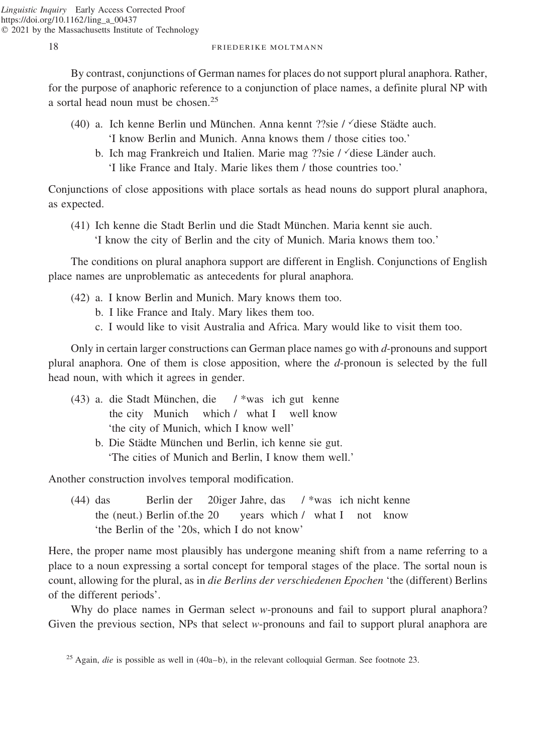By contrast, conjunctions of German names for places do not support plural anaphora. Rather, for the purpose of anaphoric reference to a conjunction of place names, a definite plural NP with a sortal head noun must be chosen.[25]

(40) a. Ich kenne Berlin und München. Anna kennt ??sie / ✓diese Städte auch.
 'I know Berlin and Munich. Anna knows them / those cities too.'
 b. Ich mag Frankreich und Italien. Marie mag ??sie / ✓diese Länder auch.
 'I like France and Italy. Marie likes them / those countries too.'

Conjunctions of close appositions with place sortals as head nouns do support plural anaphora, as expected.

(41) Ich kenne die Stadt Berlin und die Stadt München. Maria kennt sie auch.
 'I know the city of Berlin and the city of Munich. Maria knows them too.'

The conditions on plural anaphora support are different in English. Conjunctions of English place names are unproblematic as antecedents for plural anaphora.

(42) a. I know Berlin and Munich. Mary knows them too.
 b. I like France and Italy. Mary likes them too.
 c. I would like to visit Australia and Africa. Mary would like to visit them too.

Only in certain larger constructions can German place names go with *d*-pronouns and support plural anaphora. One of them is close apposition, where the *d*-pronoun is selected by the full head noun, with which it agrees in gender.

(43) a. die Stadt München, die / *was ich gut kenne
 the city Munich which / what I well know
 'the city of Munich, which I know well'
 b. Die Städte München und Berlin, ich kenne sie gut.
 'The cities of Munich and Berlin, I know them well.'

Another construction involves temporal modification.

(44) das Berlin der 20iger Jahre, das / *was ich nicht kenne
 the (neut.) Berlin of.the 20 years which / what I not know
 'the Berlin of the '20s, which I do not know'

Here, the proper name most plausibly has undergone meaning shift from a name referring to a place to a noun expressing a sortal concept for temporal stages of the place. The sortal noun is count, allowing for the plural, as in *die Berlins der verschiedenen Epochen* 'the (different) Berlins of the different periods'.

Why do place names in German select *w*-pronouns and fail to support plural anaphora? Given the previous section, NPs that select *w*-pronouns and fail to support plural anaphora are

[25] Again, *die* is possible as well in (40a–b), in the relevant colloquial German. See footnote 23.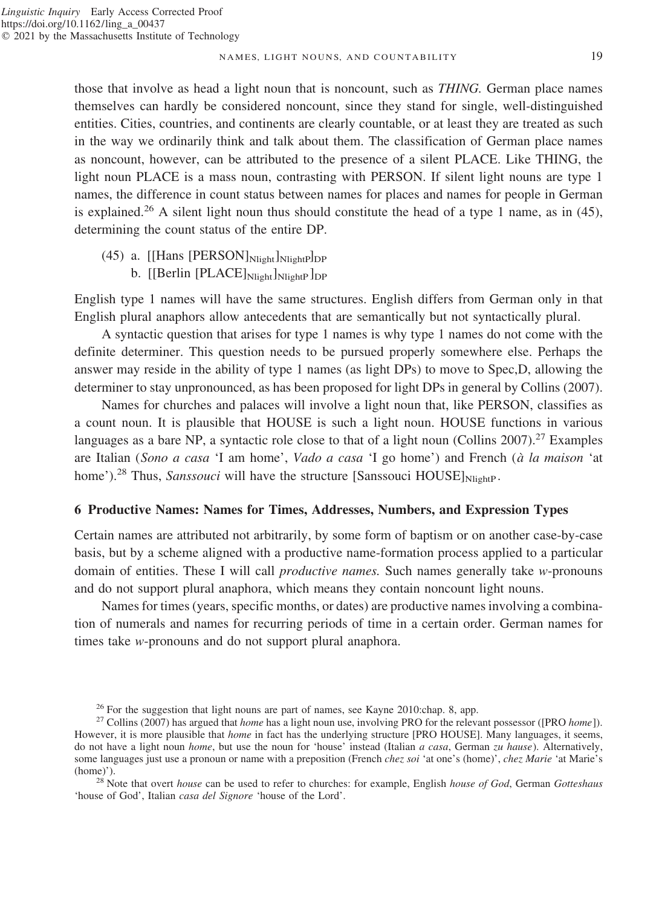those that involve as head a light noun that is noncount, such as *THING*. German place names themselves can hardly be considered noncount, since they stand for single, well-distinguished entities. Cities, countries, and continents are clearly countable, or at least they are treated as such in the way we ordinarily think and talk about them. The classification of German place names as noncount, however, can be attributed to the presence of a silent PLACE. Like THING, the light noun PLACE is a mass noun, contrasting with PERSON. If silent light nouns are type 1 names, the difference in count status between names for places and names for people in German is explained.[26] A silent light noun thus should constitute the head of a type 1 name, as in (45), determining the count status of the entire DP.

(45) a. $[[\text{Hans } [\text{PERSON}]_{\text{Nlight}}]_{\text{NlightP}}]_{\text{DP}}$
  b. $[[\text{Berlin } [\text{PLACE}]_{\text{Nlight}}]_{\text{NlightP}}]_{\text{DP}}$

English type 1 names will have the same structures. English differs from German only in that English plural anaphors allow antecedents that are semantically but not syntactically plural.

A syntactic question that arises for type 1 names is why type 1 names do not come with the definite determiner. This question needs to be pursued properly somewhere else. Perhaps the answer may reside in the ability of type 1 names (as light DPs) to move to Spec,D, allowing the determiner to stay unpronounced, as has been proposed for light DPs in general by Collins (2007).

Names for churches and palaces will involve a light noun that, like PERSON, classifies as a count noun. It is plausible that HOUSE is such a light noun. HOUSE functions in various languages as a bare NP, a syntactic role close to that of a light noun (Collins 2007).[27] Examples are Italian (*Sono a casa* 'I am home', *Vado a casa* 'I go home') and French (*à la maison* 'at home').[28] Thus, *Sanssouci* will have the structure $[\text{Sanssouci HOUSE}]_{\text{NlightP}}$.

## 6 Productive Names: Names for Times, Addresses, Numbers, and Expression Types

Certain names are attributed not arbitrarily, by some form of baptism or on another case-by-case basis, but by a scheme aligned with a productive name-formation process applied to a particular domain of entities. These I will call *productive names.* Such names generally take *w*-pronouns and do not support plural anaphora, which means they contain noncount light nouns.

Names for times (years, specific months, or dates) are productive names involving a combination of numerals and names for recurring periods of time in a certain order. German names for times take *w*-pronouns and do not support plural anaphora.

[26] For the suggestion that light nouns are part of names, see Kayne 2010:chap. 8, app.

[27] Collins (2007) has argued that *home* has a light noun use, involving PRO for the relevant possessor ([PRO *home*]). However, it is more plausible that *home* in fact has the underlying structure [PRO HOUSE]. Many languages, it seems, do not have a light noun *home*, but use the noun for 'house' instead (Italian *a casa*, German *zu hause*). Alternatively, some languages just use a pronoun or name with a preposition (French *chez soi* 'at one's (home)', *chez Marie* 'at Marie's (home)').

[28] Note that overt *house* can be used to refer to churches: for example, English *house of God*, German *Gotteshaus* 'house of God', Italian *casa del Signore* 'house of the Lord'.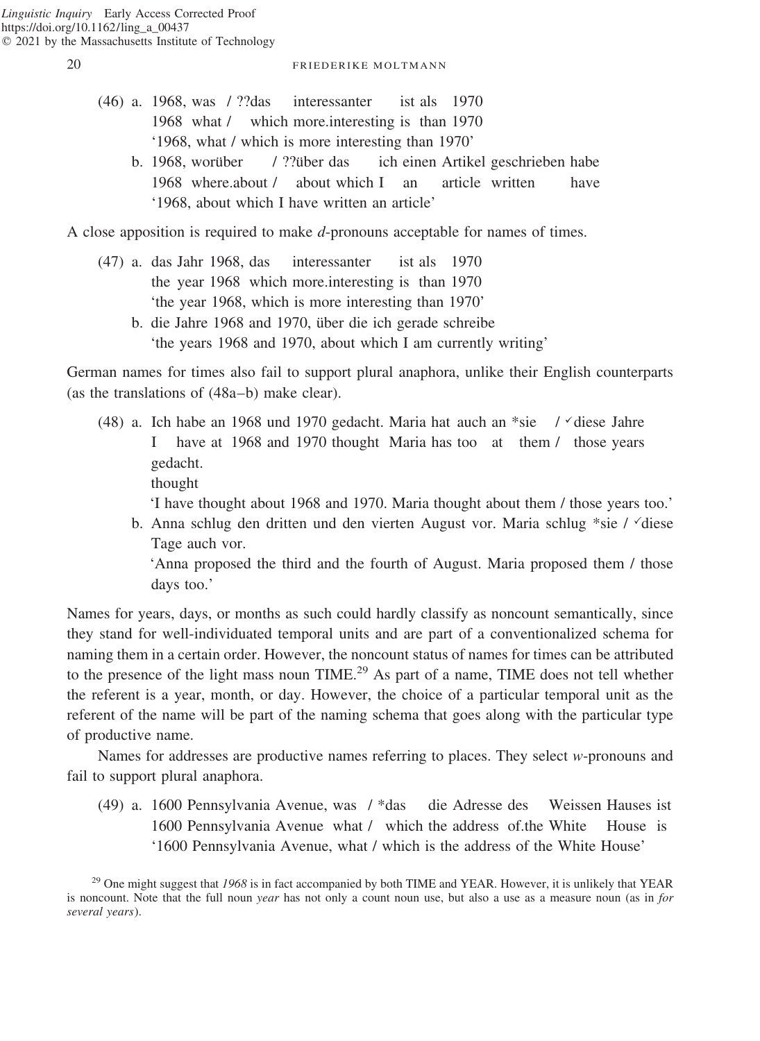(46) a. 1968, was / ??das interessanter ist als 1970
   1968 what / which more.interesting is than 1970
   '1968, what / which is more interesting than 1970'

   b. 1968, worüber / ??über das ich einen Artikel geschrieben habe
   1968 where.about / about which I an article written have
   '1968, about which I have written an article'

A close apposition is required to make *d*-pronouns acceptable for names of times.

(47) a. das Jahr 1968, das interessanter ist als 1970
   the year 1968 which more.interesting is than 1970
   'the year 1968, which is more interesting than 1970'

   b. die Jahre 1968 and 1970, über die ich gerade schreibe
   'the years 1968 and 1970, about which I am currently writing'

German names for times also fail to support plural anaphora, unlike their English counterparts (as the translations of (48a–b) make clear).

(48) a. Ich habe an 1968 und 1970 gedacht. Maria hat auch an *sie / ✓diese Jahre gedacht.
   I have at 1968 and 1970 thought Maria has too at them / those years thought
   'I have thought about 1968 and 1970. Maria thought about them / those years too.'

   b. Anna schlug den dritten und den vierten August vor. Maria schlug *sie / ✓diese Tage auch vor.
   'Anna proposed the third and the fourth of August. Maria proposed them / those days too.'

Names for years, days, or months as such could hardly classify as noncount semantically, since they stand for well-individuated temporal units and are part of a conventionalized schema for naming them in a certain order. However, the noncount status of names for times can be attributed to the presence of the light mass noun TIME.[29] As part of a name, TIME does not tell whether the referent is a year, month, or day. However, the choice of a particular temporal unit as the referent of the name will be part of the naming schema that goes along with the particular type of productive name.

Names for addresses are productive names referring to places. They select *w*-pronouns and fail to support plural anaphora.

(49) a. 1600 Pennsylvania Avenue, was / *das die Adresse des Weissen Hauses ist
   1600 Pennsylvania Avenue what / which the address of.the White House is
   '1600 Pennsylvania Avenue, what / which is the address of the White House'

[29] One might suggest that *1968* is in fact accompanied by both TIME and YEAR. However, it is unlikely that YEAR is noncount. Note that the full noun *year* has not only a count noun use, but also a use as a measure noun (as in *for several years*).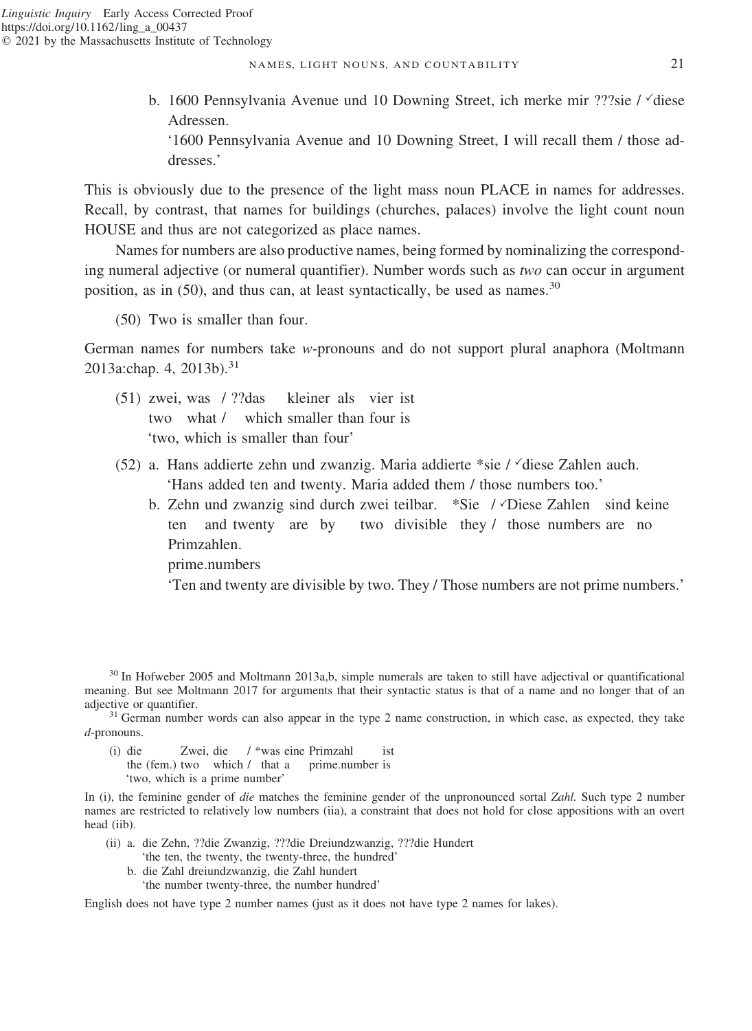b. 1600 Pennsylvania Avenue und 10 Downing Street, ich merke mir ???sie / ✓diese Adressen.
'1600 Pennsylvania Avenue and 10 Downing Street, I will recall them / those addresses.'

This is obviously due to the presence of the light mass noun PLACE in names for addresses. Recall, by contrast, that names for buildings (churches, palaces) involve the light count noun HOUSE and thus are not categorized as place names.

Names for numbers are also productive names, being formed by nominalizing the corresponding numeral adjective (or numeral quantifier). Number words such as *two* can occur in argument position, as in (50), and thus can, at least syntactically, be used as names.[30]

(50) Two is smaller than four.

German names for numbers take *w*-pronouns and do not support plural anaphora (Moltmann 2013a:chap. 4, 2013b).[31]

(51) zwei, was / ??das kleiner als vier ist
two what / which smaller than four is
'two, which is smaller than four'

(52) a. Hans addierte zehn und zwanzig. Maria addierte *sie / ✓diese Zahlen auch.
'Hans added ten and twenty. Maria added them / those numbers too.'

b. Zehn und zwanzig sind durch zwei teilbar. *Sie / ✓Diese Zahlen sind keine Primzahlen.
ten and twenty are by two divisible they / those numbers are no prime.numbers
'Ten and twenty are divisible by two. They / Those numbers are not prime numbers.'

---

[30] In Hofweber 2005 and Moltmann 2013a,b, simple numerals are taken to still have adjectival or quantificational meaning. But see Moltmann 2017 for arguments that their syntactic status is that of a name and no longer that of an adjective or quantifier.

[31] German number words can also appear in the type 2 name construction, in which case, as expected, they take *d*-pronouns.

(i) die Zwei, die / *was eine Primzahl ist
the (fem.) two which / that a prime.number is
'two, which is a prime number'

In (i), the feminine gender of *die* matches the feminine gender of the unpronounced sortal *Zahl.* Such type 2 number names are restricted to relatively low numbers (iia), a constraint that does not hold for close appositions with an overt head (iib).

(ii) a. die Zehn, ??die Zwanzig, ???die Dreiundzwanzig, ???die Hundert
'the ten, the twenty, the twenty-three, the hundred'
b. die Zahl dreiundzwanzig, die Zahl hundert
'the number twenty-three, the number hundred'

English does not have type 2 number names (just as it does not have type 2 names for lakes).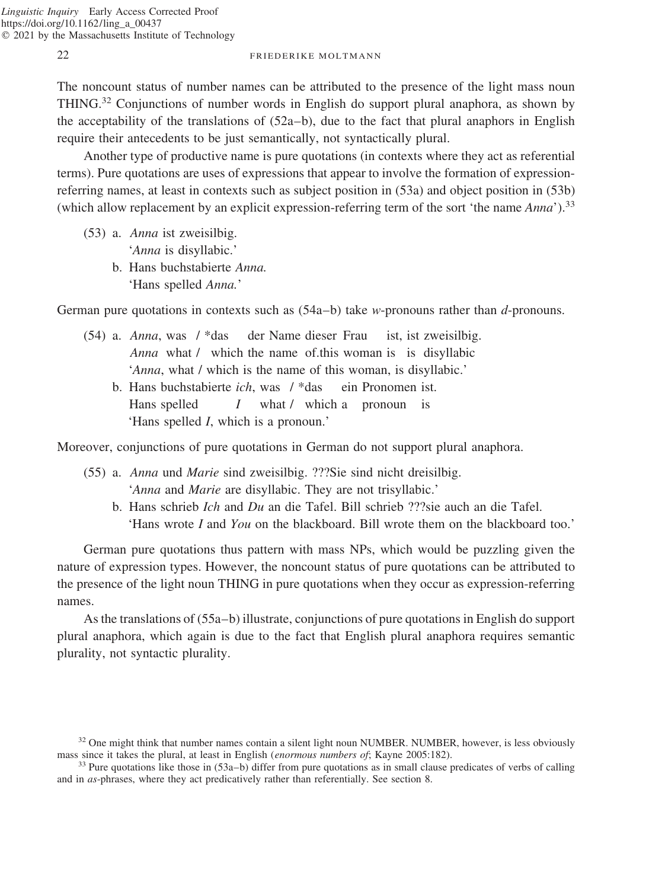The noncount status of number names can be attributed to the presence of the light mass noun THING.[32] Conjunctions of number words in English do support plural anaphora, as shown by the acceptability of the translations of (52a–b), due to the fact that plural anaphors in English require their antecedents to be just semantically, not syntactically plural.

Another type of productive name is pure quotations (in contexts where they act as referential terms). Pure quotations are uses of expressions that appear to involve the formation of expression-referring names, at least in contexts such as subject position in (53a) and object position in (53b) (which allow replacement by an explicit expression-referring term of the sort 'the name *Anna*').[33]

(53) a. *Anna* ist zweisilbig.
   '*Anna* is disyllabic.'
  b. Hans buchstabierte *Anna.*
   'Hans spelled *Anna.*'

German pure quotations in contexts such as (54a–b) take *w*-pronouns rather than *d*-pronouns.

(54) a. *Anna*, was / *das der Name dieser Frau ist, ist zweisilbig.
   *Anna* what / which the name of.this woman is is disyllabic
   '*Anna*, what / which is the name of this woman, is disyllabic.'
  b. Hans buchstabierte *ich*, was / *das ein Pronomen ist.
   Hans spelled *I* what / which a pronoun is
   'Hans spelled *I*, which is a pronoun.'

Moreover, conjunctions of pure quotations in German do not support plural anaphora.

(55) a. *Anna* und *Marie* sind zweisilbig. ???Sie sind nicht dreisilbig.
   '*Anna* and *Marie* are disyllabic. They are not trisyllabic.'
  b. Hans schrieb *Ich* and *Du* an die Tafel. Bill schrieb ???sie auch an die Tafel.
   'Hans wrote *I* and *You* on the blackboard. Bill wrote them on the blackboard too.'

German pure quotations thus pattern with mass NPs, which would be puzzling given the nature of expression types. However, the noncount status of pure quotations can be attributed to the presence of the light noun THING in pure quotations when they occur as expression-referring names.

As the translations of (55a–b) illustrate, conjunctions of pure quotations in English do support plural anaphora, which again is due to the fact that English plural anaphora requires semantic plurality, not syntactic plurality.

[32] One might think that number names contain a silent light noun NUMBER. NUMBER, however, is less obviously mass since it takes the plural, at least in English (*enormous numbers of*; Kayne 2005:182).

[33] Pure quotations like those in (53a–b) differ from pure quotations as in small clause predicates of verbs of calling and in *as*-phrases, where they act predicatively rather than referentially. See section 8.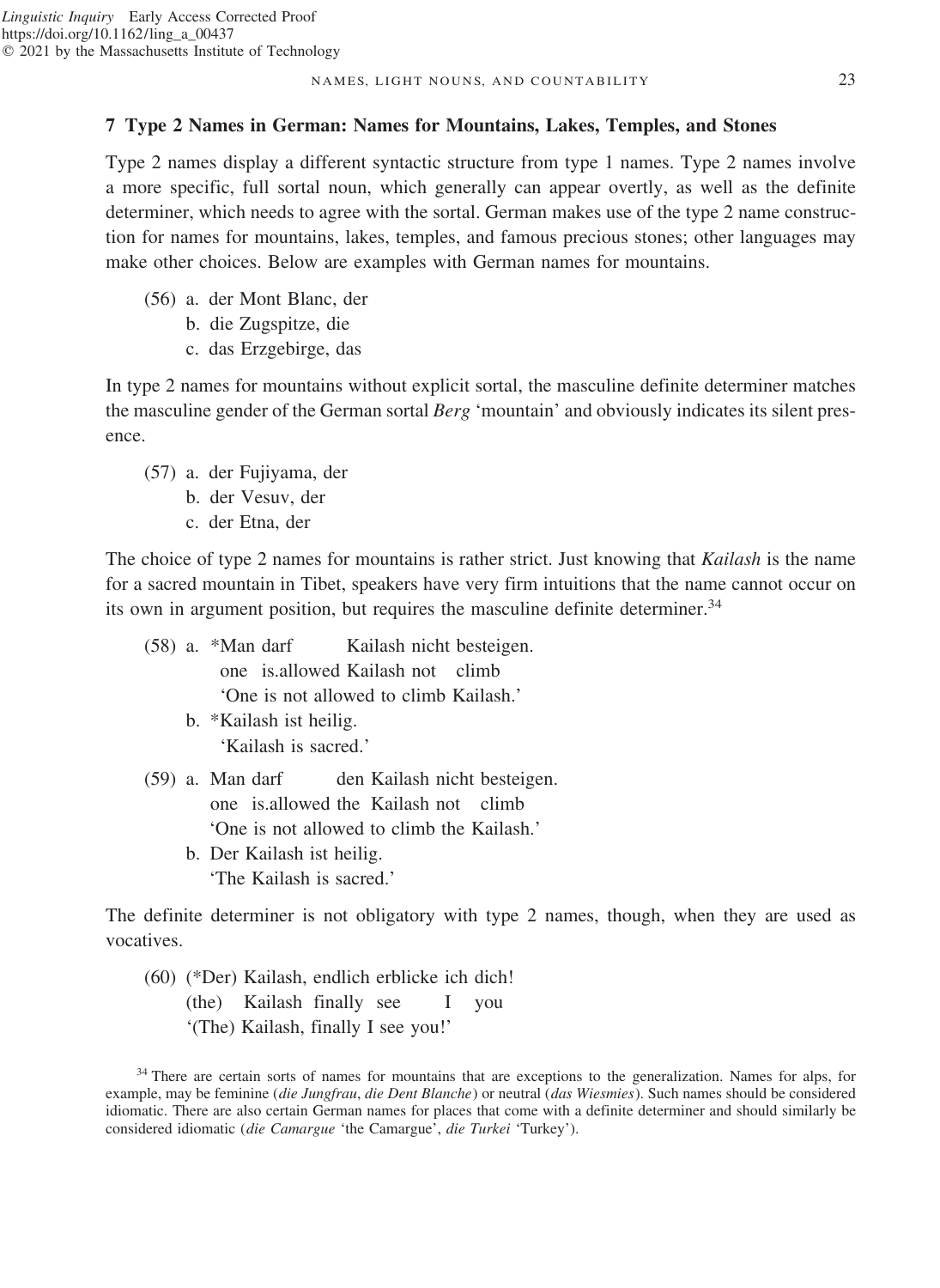## 7 Type 2 Names in German: Names for Mountains, Lakes, Temples, and Stones

Type 2 names display a different syntactic structure from type 1 names. Type 2 names involve a more specific, full sortal noun, which generally can appear overtly, as well as the definite determiner, which needs to agree with the sortal. German makes use of the type 2 name construction for names for mountains, lakes, temples, and famous precious stones; other languages may make other choices. Below are examples with German names for mountains.

(56) a. der Mont Blanc, der
 b. die Zugspitze, die
 c. das Erzgebirge, das

In type 2 names for mountains without explicit sortal, the masculine definite determiner matches the masculine gender of the German sortal *Berg* 'mountain' and obviously indicates its silent presence.

(57) a. der Fujiyama, der
 b. der Vesuv, der
 c. der Etna, der

The choice of type 2 names for mountains is rather strict. Just knowing that *Kailash* is the name for a sacred mountain in Tibet, speakers have very firm intuitions that the name cannot occur on its own in argument position, but requires the masculine definite determiner.[34]

(58) a. *Man darf Kailash nicht besteigen.
 one is.allowed Kailash not climb
 'One is not allowed to climb Kailash.'
 b. *Kailash ist heilig.
 'Kailash is sacred.'

(59) a. Man darf den Kailash nicht besteigen.
 one is.allowed the Kailash not climb
 'One is not allowed to climb the Kailash.'
 b. Der Kailash ist heilig.
 'The Kailash is sacred.'

The definite determiner is not obligatory with type 2 names, though, when they are used as vocatives.

(60) (*Der) Kailash, endlich erblicke ich dich!
 (the) Kailash finally see I you
 '(The) Kailash, finally I see you!'

[34] There are certain sorts of names for mountains that are exceptions to the generalization. Names for alps, for example, may be feminine (*die Jungfrau*, *die Dent Blanche*) or neutral (*das Wiesmies*). Such names should be considered idiomatic. There are also certain German names for places that come with a definite determiner and should similarly be considered idiomatic (*die Camargue* 'the Camargue', *die Turkei* 'Turkey').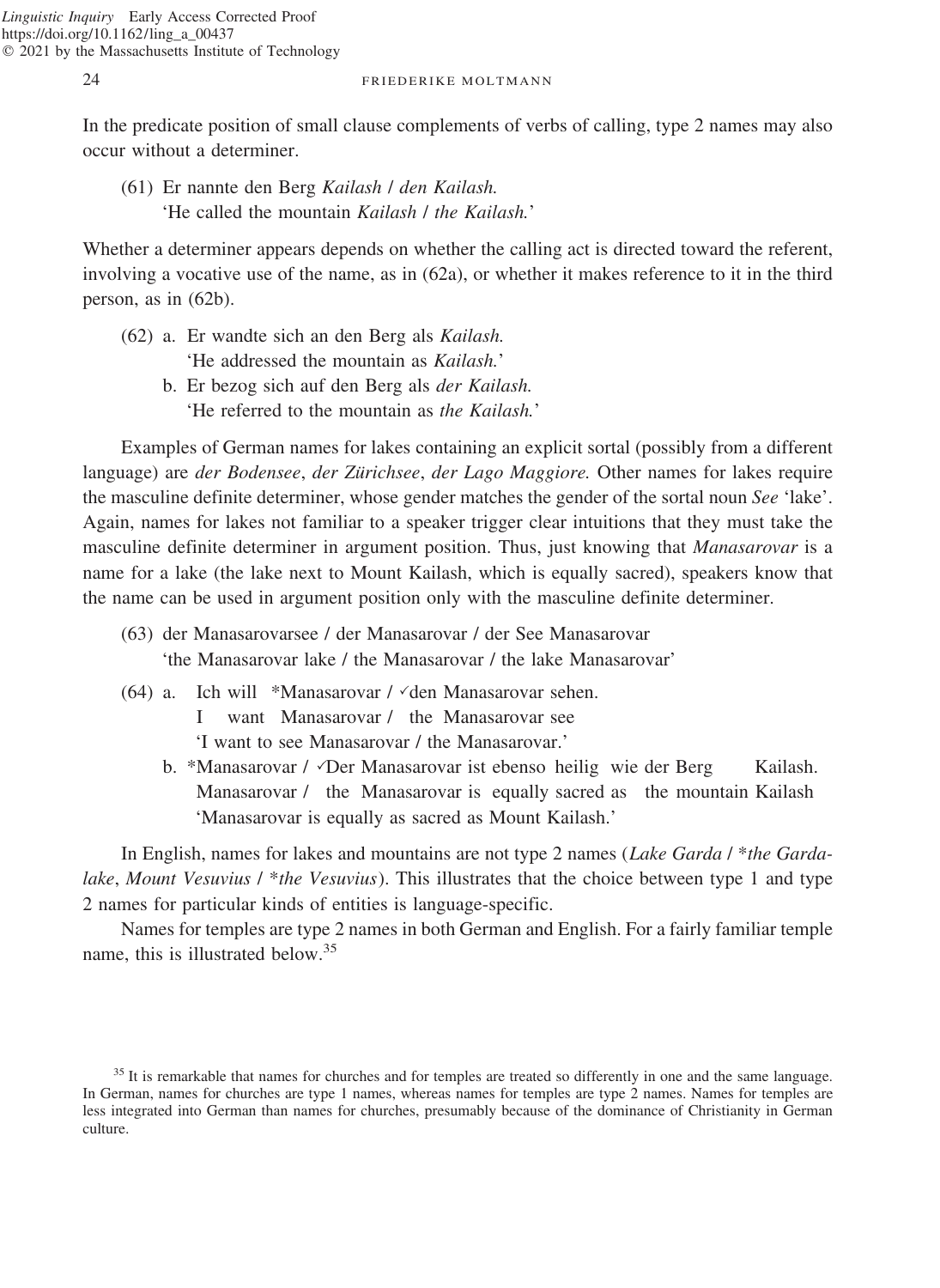In the predicate position of small clause complements of verbs of calling, type 2 names may also occur without a determiner.

(61) Er nannte den Berg *Kailash* / *den Kailash.*
  'He called the mountain *Kailash* / *the Kailash.*'

Whether a determiner appears depends on whether the calling act is directed toward the referent, involving a vocative use of the name, as in (62a), or whether it makes reference to it in the third person, as in (62b).

(62) a. Er wandte sich an den Berg als *Kailash.*
   'He addressed the mountain as *Kailash.*'
  b. Er bezog sich auf den Berg als *der Kailash.*
   'He referred to the mountain as *the Kailash.*'

Examples of German names for lakes containing an explicit sortal (possibly from a different language) are *der Bodensee*, *der Zürichsee*, *der Lago Maggiore.* Other names for lakes require the masculine definite determiner, whose gender matches the gender of the sortal noun *See* 'lake'. Again, names for lakes not familiar to a speaker trigger clear intuitions that they must take the masculine definite determiner in argument position. Thus, just knowing that *Manasarovar* is a name for a lake (the lake next to Mount Kailash, which is equally sacred), speakers know that the name can be used in argument position only with the masculine definite determiner.

(63) der Manasarovarsee / der Manasarovar / der See Manasarovar
  'the Manasarovar lake / the Manasarovar / the lake Manasarovar'

(64) a. Ich will *Manasarovar / ✓den Manasarovar sehen.
   I want Manasarovar / the Manasarovar see
   'I want to see Manasarovar / the Manasarovar.'
  b. *Manasarovar / ✓Der Manasarovar ist ebenso heilig wie der Berg Kailash.
   Manasarovar / the Manasarovar is equally sacred as the mountain Kailash
   'Manasarovar is equally as sacred as Mount Kailash.'

In English, names for lakes and mountains are not type 2 names (*Lake Garda* / **the Gardalake*, *Mount Vesuvius* / **the Vesuvius*). This illustrates that the choice between type 1 and type 2 names for particular kinds of entities is language-specific.

Names for temples are type 2 names in both German and English. For a fairly familiar temple name, this is illustrated below.[35]

[35] It is remarkable that names for churches and for temples are treated so differently in one and the same language. In German, names for churches are type 1 names, whereas names for temples are type 2 names. Names for temples are less integrated into German than names for churches, presumably because of the dominance of Christianity in German culture.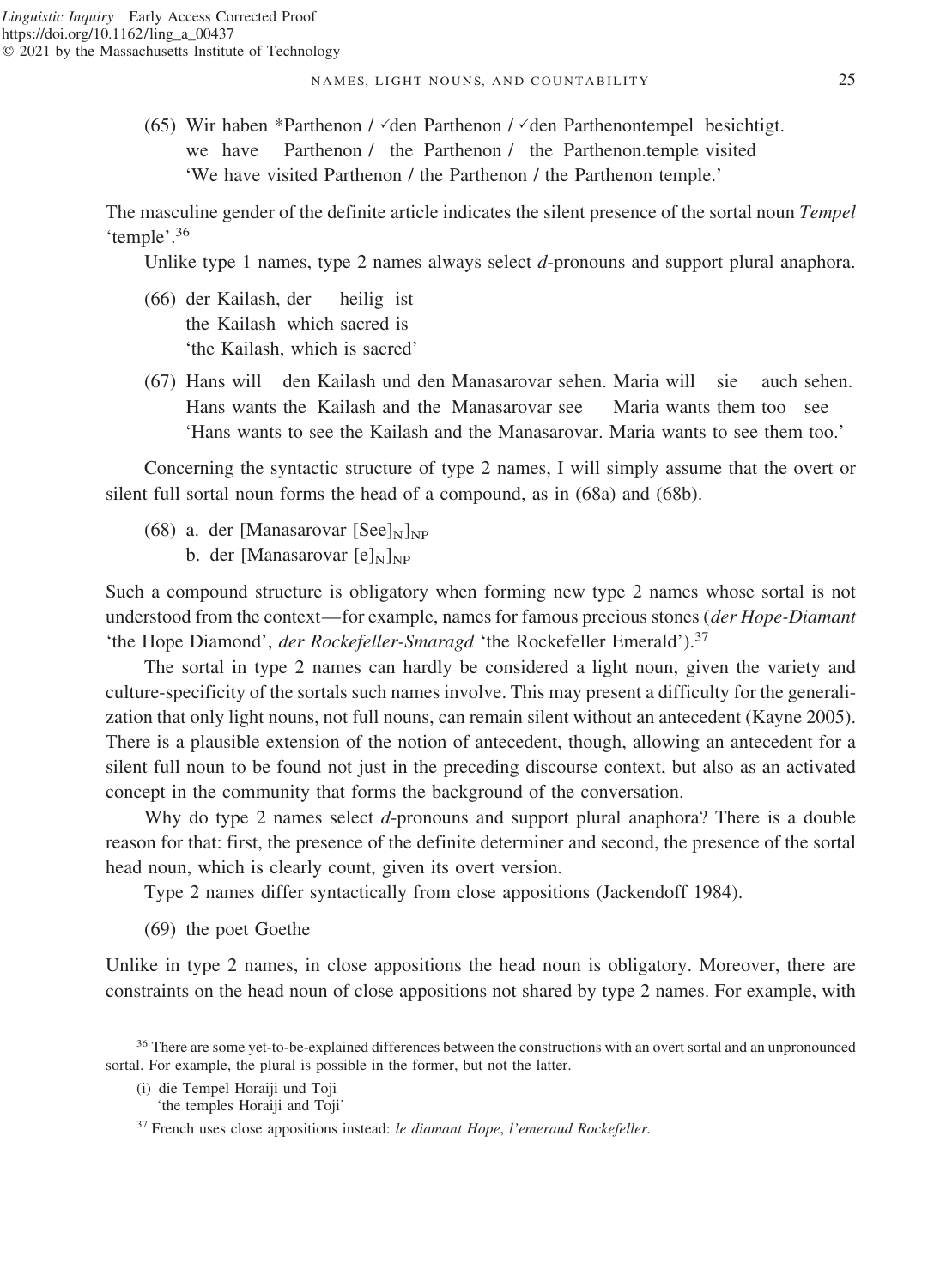(65) Wir haben *Parthenon / ✓den Parthenon / ✓den Parthenontempel besichtigt.
     we have Parthenon / the Parthenon / the Parthenon.temple visited
     'We have visited Parthenon / the Parthenon / the Parthenon temple.'

The masculine gender of the definite article indicates the silent presence of the sortal noun *Tempel* 'temple'.[36]

Unlike type 1 names, type 2 names always select *d*-pronouns and support plural anaphora.

(66) der Kailash, der heilig ist
     the Kailash which sacred is
     'the Kailash, which is sacred'

(67) Hans will den Kailash und den Manasarovar sehen. Maria will sie auch sehen.
     Hans wants the Kailash and the Manasarovar see Maria wants them too see
     'Hans wants to see the Kailash and the Manasarovar. Maria wants to see them too.'

Concerning the syntactic structure of type 2 names, I will simply assume that the overt or silent full sortal noun forms the head of a compound, as in (68a) and (68b).

(68) a. der [Manasarovar $[\text{See}]_{\text{N}}]_{\text{NP}}$
     b. der [Manasarovar $[\text{e}]_{\text{N}}]_{\text{NP}}$

Such a compound structure is obligatory when forming new type 2 names whose sortal is not understood from the context—for example, names for famous precious stones (*der Hope-Diamant* 'the Hope Diamond', *der Rockefeller-Smaragd* 'the Rockefeller Emerald').[37]

The sortal in type 2 names can hardly be considered a light noun, given the variety and culture-specificity of the sortals such names involve. This may present a difficulty for the generalization that only light nouns, not full nouns, can remain silent without an antecedent (Kayne 2005). There is a plausible extension of the notion of antecedent, though, allowing an antecedent for a silent full noun to be found not just in the preceding discourse context, but also as an activated concept in the community that forms the background of the conversation.

Why do type 2 names select *d*-pronouns and support plural anaphora? There is a double reason for that: first, the presence of the definite determiner and second, the presence of the sortal head noun, which is clearly count, given its overt version.

Type 2 names differ syntactically from close appositions (Jackendoff 1984).

(69) the poet Goethe

Unlike in type 2 names, in close appositions the head noun is obligatory. Moreover, there are constraints on the head noun of close appositions not shared by type 2 names. For example, with

[36] There are some yet-to-be-explained differences between the constructions with an overt sortal and an unpronounced sortal. For example, the plural is possible in the former, but not the latter.

(i) die Tempel Horaiji und Toji
    'the temples Horaiji and Toji'

[37] French uses close appositions instead: *le diamant Hope*, *l'emeraud Rockefeller*.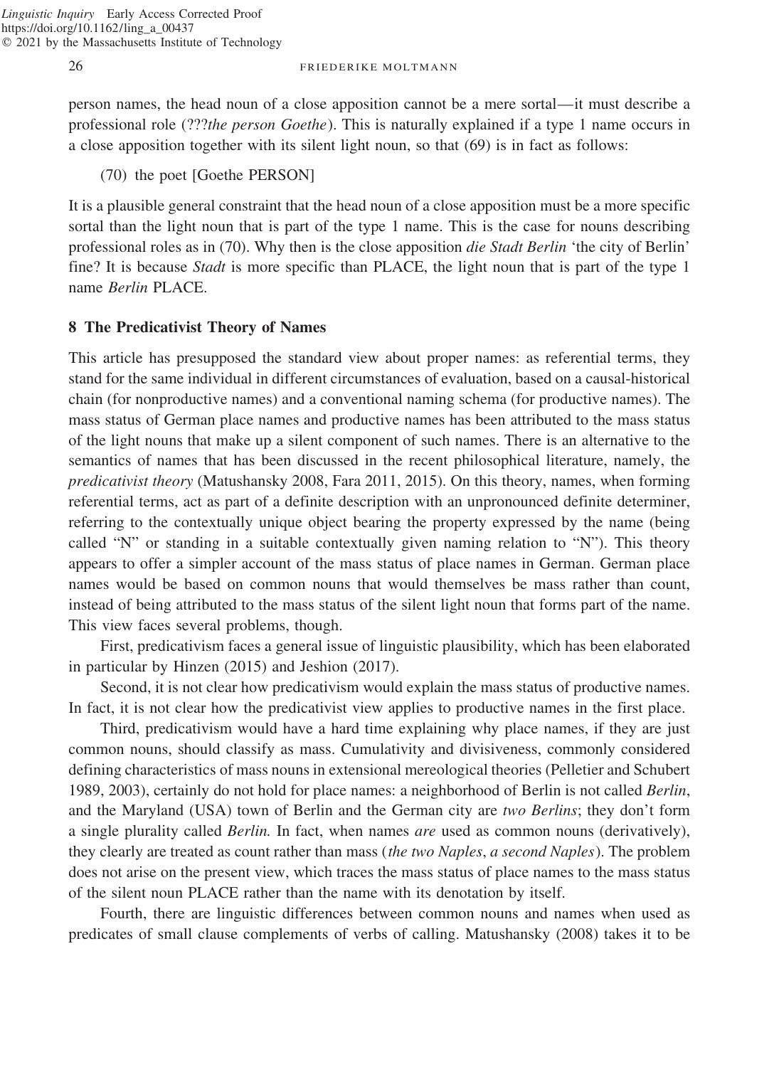person names, the head noun of a close apposition cannot be a mere sortal—it must describe a professional role (???*the person Goethe*). This is naturally explained if a type 1 name occurs in a close apposition together with its silent light noun, so that (69) is in fact as follows:

(70) the poet [Goethe PERSON]

It is a plausible general constraint that the head noun of a close apposition must be a more specific sortal than the light noun that is part of the type 1 name. This is the case for nouns describing professional roles as in (70). Why then is the close apposition *die Stadt Berlin* 'the city of Berlin' fine? It is because *Stadt* is more specific than PLACE, the light noun that is part of the type 1 name *Berlin* PLACE.

## 8 The Predicativist Theory of Names

This article has presupposed the standard view about proper names: as referential terms, they stand for the same individual in different circumstances of evaluation, based on a causal-historical chain (for nonproductive names) and a conventional naming schema (for productive names). The mass status of German place names and productive names has been attributed to the mass status of the light nouns that make up a silent component of such names. There is an alternative to the semantics of names that has been discussed in the recent philosophical literature, namely, the *predicativist theory* (Matushansky 2008, Fara 2011, 2015). On this theory, names, when forming referential terms, act as part of a definite description with an unpronounced definite determiner, referring to the contextually unique object bearing the property expressed by the name (being called "N" or standing in a suitable contextually given naming relation to "N"). This theory appears to offer a simpler account of the mass status of place names in German. German place names would be based on common nouns that would themselves be mass rather than count, instead of being attributed to the mass status of the silent light noun that forms part of the name. This view faces several problems, though.

First, predicativism faces a general issue of linguistic plausibility, which has been elaborated in particular by Hinzen (2015) and Jeshion (2017).

Second, it is not clear how predicativism would explain the mass status of productive names. In fact, it is not clear how the predicativist view applies to productive names in the first place.

Third, predicativism would have a hard time explaining why place names, if they are just common nouns, should classify as mass. Cumulativity and divisiveness, commonly considered defining characteristics of mass nouns in extensional mereological theories (Pelletier and Schubert 1989, 2003), certainly do not hold for place names: a neighborhood of Berlin is not called *Berlin*, and the Maryland (USA) town of Berlin and the German city are *two Berlins*; they don't form a single plurality called *Berlin.* In fact, when names *are* used as common nouns (derivatively), they clearly are treated as count rather than mass (*the two Naples*, *a second Naples*). The problem does not arise on the present view, which traces the mass status of place names to the mass status of the silent noun PLACE rather than the name with its denotation by itself.

Fourth, there are linguistic differences between common nouns and names when used as predicates of small clause complements of verbs of calling. Matushansky (2008) takes it to be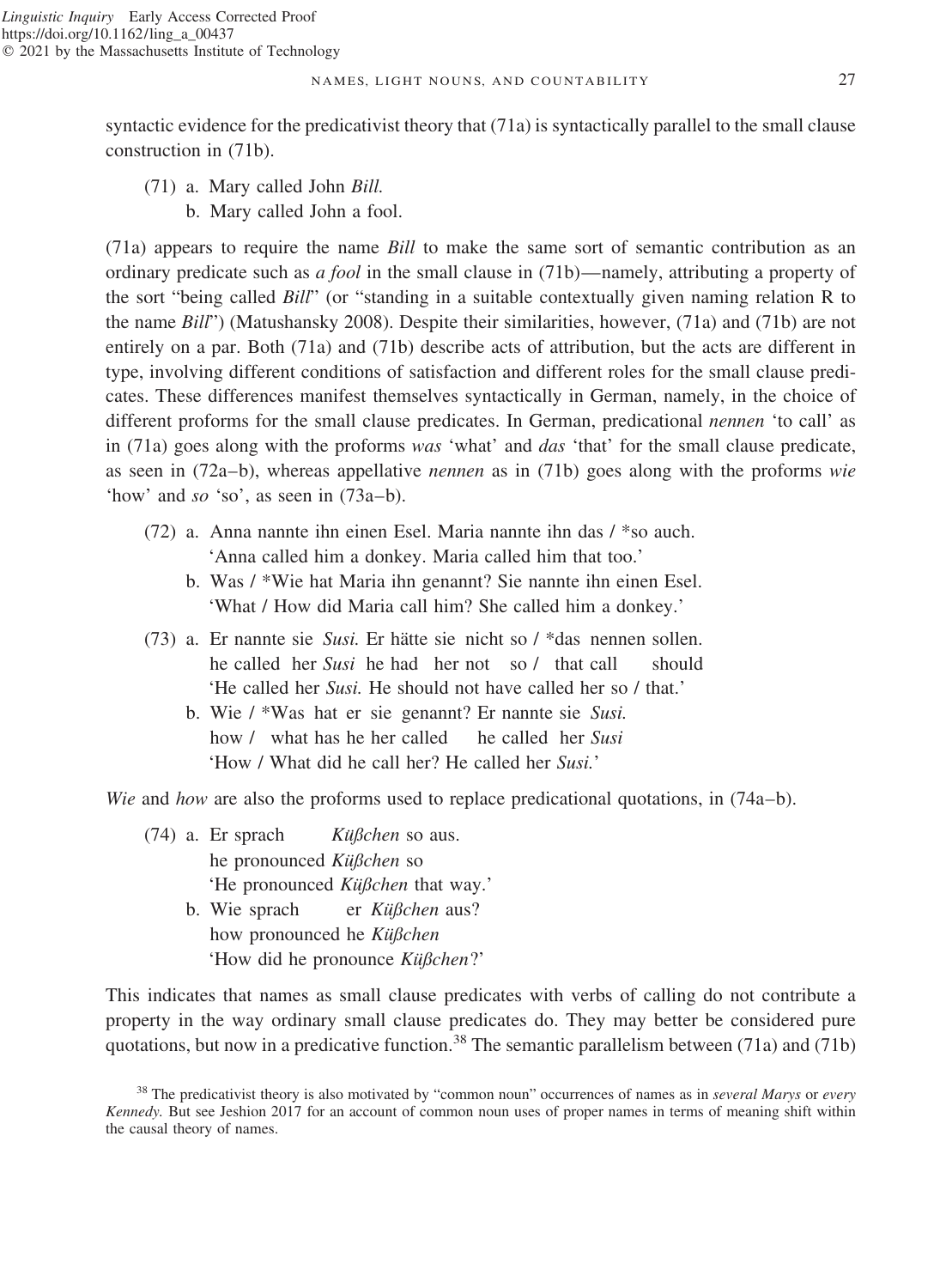syntactic evidence for the predicativist theory that (71a) is syntactically parallel to the small clause construction in (71b).

(71) a. Mary called John *Bill.*
  b. Mary called John a fool.

(71a) appears to require the name *Bill* to make the same sort of semantic contribution as an ordinary predicate such as *a fool* in the small clause in (71b)—namely, attributing a property of the sort "being called *Bill*" (or "standing in a suitable contextually given naming relation R to the name *Bill*") (Matushansky 2008). Despite their similarities, however, (71a) and (71b) are not entirely on a par. Both (71a) and (71b) describe acts of attribution, but the acts are different in type, involving different conditions of satisfaction and different roles for the small clause predicates. These differences manifest themselves syntactically in German, namely, in the choice of different proforms for the small clause predicates. In German, predicational *nennen* 'to call' as in (71a) goes along with the proforms *was* 'what' and *das* 'that' for the small clause predicate, as seen in (72a–b), whereas appellative *nennen* as in (71b) goes along with the proforms *wie* 'how' and *so* 'so', as seen in (73a–b).

(72) a. Anna nannte ihn einen Esel. Maria nannte ihn das / *so auch.
   'Anna called him a donkey. Maria called him that too.'
  b. Was / *Wie hat Maria ihn genannt? Sie nannte ihn einen Esel.
   'What / How did Maria call him? She called him a donkey.'

(73) a. Er nannte sie *Susi.* Er hätte sie nicht so / *das nennen sollen.
   he called her *Susi* he had her not so / that call should
   'He called her *Susi.* He should not have called her so / that.'
  b. Wie / *Was hat er sie genannt? Er nannte sie *Susi.*
   how / what has he her called he called her *Susi*
   'How / What did he call her? He called her *Susi.*'

*Wie* and *how* are also the proforms used to replace predicational quotations, in (74a–b).

(74) a. Er sprach *Küßchen* so aus.
   he pronounced *Küßchen* so
   'He pronounced *Küßchen* that way.'
  b. Wie sprach er *Küßchen* aus?
   how pronounced he *Küßchen*
   'How did he pronounce *Küßchen*?'

This indicates that names as small clause predicates with verbs of calling do not contribute a property in the way ordinary small clause predicates do. They may better be considered pure quotations, but now in a predicative function.[38] The semantic parallelism between (71a) and (71b)

[38] The predicativist theory is also motivated by "common noun" occurrences of names as in *several Marys* or *every Kennedy.* But see Jeshion 2017 for an account of common noun uses of proper names in terms of meaning shift within the causal theory of names.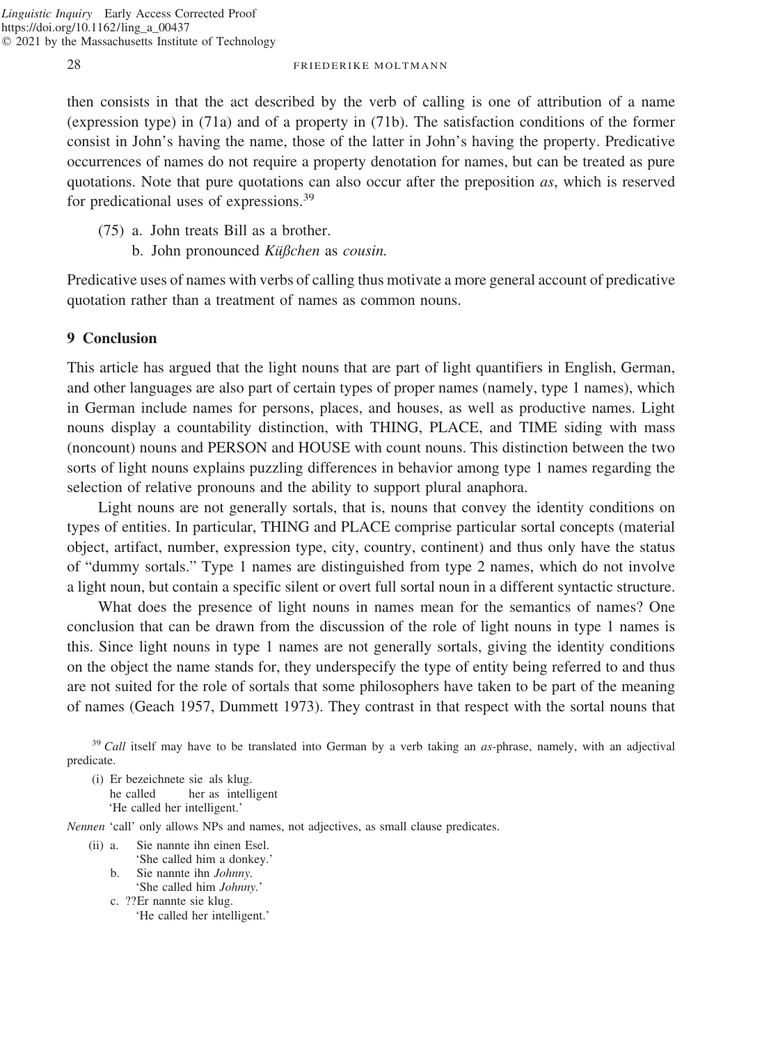then consists in that the act described by the verb of calling is one of attribution of a name (expression type) in (71a) and of a property in (71b). The satisfaction conditions of the former consist in John's having the name, those of the latter in John's having the property. Predicative occurrences of names do not require a property denotation for names, but can be treated as pure quotations. Note that pure quotations can also occur after the preposition *as*, which is reserved for predicational uses of expressions.[39]

(75) a. John treats Bill as a brother.
 b. John pronounced *Küßchen* as *cousin.*

Predicative uses of names with verbs of calling thus motivate a more general account of predicative quotation rather than a treatment of names as common nouns.

## 9 Conclusion

This article has argued that the light nouns that are part of light quantifiers in English, German, and other languages are also part of certain types of proper names (namely, type 1 names), which in German include names for persons, places, and houses, as well as productive names. Light nouns display a countability distinction, with THING, PLACE, and TIME siding with mass (noncount) nouns and PERSON and HOUSE with count nouns. This distinction between the two sorts of light nouns explains puzzling differences in behavior among type 1 names regarding the selection of relative pronouns and the ability to support plural anaphora.

Light nouns are not generally sortals, that is, nouns that convey the identity conditions on types of entities. In particular, THING and PLACE comprise particular sortal concepts (material object, artifact, number, expression type, city, country, continent) and thus only have the status of "dummy sortals." Type 1 names are distinguished from type 2 names, which do not involve a light noun, but contain a specific silent or overt full sortal noun in a different syntactic structure.

What does the presence of light nouns in names mean for the semantics of names? One conclusion that can be drawn from the discussion of the role of light nouns in type 1 names is this. Since light nouns in type 1 names are not generally sortals, giving the identity conditions on the object the name stands for, they underspecify the type of entity being referred to and thus are not suited for the role of sortals that some philosophers have taken to be part of the meaning of names (Geach 1957, Dummett 1973). They contrast in that respect with the sortal nouns that

---

[39] *Call* itself may have to be translated into German by a verb taking an *as*-phrase, namely, with an adjectival predicate.

(i) Er bezeichnete sie als klug.
 he called her as intelligent
 'He called her intelligent.'

*Nennen* 'call' only allows NPs and names, not adjectives, as small clause predicates.

(ii) a. Sie nannte ihn einen Esel.
 'She called him a donkey.'
 b. Sie nannte ihn *Johnny.*
 'She called him *Johnny.*'
 c. ??Er nannte sie klug.
 'He called her intelligent.'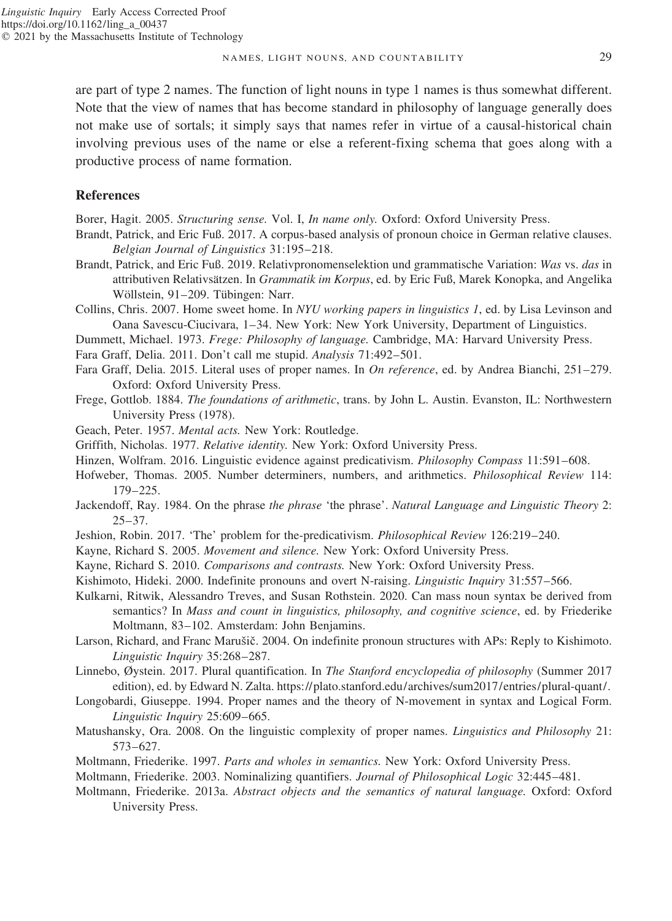are part of type 2 names. The function of light nouns in type 1 names is thus somewhat different. Note that the view of names that has become standard in philosophy of language generally does not make use of sortals; it simply says that names refer in virtue of a causal-historical chain involving previous uses of the name or else a referent-fixing schema that goes along with a productive process of name formation.

## References

Borer, Hagit. 2005. *Structuring sense.* Vol. I, *In name only.* Oxford: Oxford University Press.

Brandt, Patrick, and Eric Fuß. 2017. A corpus-based analysis of pronoun choice in German relative clauses. *Belgian Journal of Linguistics* 31:195–218.

Brandt, Patrick, and Eric Fuß. 2019. Relativpronomenselektion und grammatische Variation: *Was* vs. *das* in attributiven Relativsätzen. In *Grammatik im Korpus*, ed. by Eric Fuß, Marek Konopka, and Angelika Wöllstein, 91–209. Tübingen: Narr.

Collins, Chris. 2007. Home sweet home. In *NYU working papers in linguistics 1*, ed. by Lisa Levinson and Oana Savescu-Ciucivara, 1–34. New York: New York University, Department of Linguistics.

Dummett, Michael. 1973. *Frege: Philosophy of language.* Cambridge, MA: Harvard University Press.

Fara Graff, Delia. 2011. Don't call me stupid. *Analysis* 71:492–501.

Fara Graff, Delia. 2015. Literal uses of proper names. In *On reference*, ed. by Andrea Bianchi, 251–279. Oxford: Oxford University Press.

Frege, Gottlob. 1884. *The foundations of arithmetic*, trans. by John L. Austin. Evanston, IL: Northwestern University Press (1978).

Geach, Peter. 1957. *Mental acts.* New York: Routledge.

Griffith, Nicholas. 1977. *Relative identity.* New York: Oxford University Press.

Hinzen, Wolfram. 2016. Linguistic evidence against predicativism. *Philosophy Compass* 11:591–608.

Hofweber, Thomas. 2005. Number determiners, numbers, and arithmetics. *Philosophical Review* 114: 179–225.

Jackendoff, Ray. 1984. On the phrase *the phrase* 'the phrase'. *Natural Language and Linguistic Theory* 2: 25–37.

Jeshion, Robin. 2017. 'The' problem for the-predicativism. *Philosophical Review* 126:219–240.

Kayne, Richard S. 2005. *Movement and silence.* New York: Oxford University Press.

Kayne, Richard S. 2010. *Comparisons and contrasts.* New York: Oxford University Press.

Kishimoto, Hideki. 2000. Indefinite pronouns and overt N-raising. *Linguistic Inquiry* 31:557–566.

Kulkarni, Ritwik, Alessandro Treves, and Susan Rothstein. 2020. Can mass noun syntax be derived from semantics? In *Mass and count in linguistics, philosophy, and cognitive science*, ed. by Friederike Moltmann, 83–102. Amsterdam: John Benjamins.

Larson, Richard, and Franc Marušič. 2004. On indefinite pronoun structures with APs: Reply to Kishimoto. *Linguistic Inquiry* 35:268–287.

Linnebo, Øystein. 2017. Plural quantification. In *The Stanford encyclopedia of philosophy* (Summer 2017 edition), ed. by Edward N. Zalta. https://plato.stanford.edu/archives/sum2017/entries/plural-quant/.

Longobardi, Giuseppe. 1994. Proper names and the theory of N-movement in syntax and Logical Form. *Linguistic Inquiry* 25:609–665.

Matushansky, Ora. 2008. On the linguistic complexity of proper names. *Linguistics and Philosophy* 21: 573–627.

Moltmann, Friederike. 1997. *Parts and wholes in semantics.* New York: Oxford University Press.

Moltmann, Friederike. 2003. Nominalizing quantifiers. *Journal of Philosophical Logic* 32:445–481.

Moltmann, Friederike. 2013a. *Abstract objects and the semantics of natural language.* Oxford: Oxford University Press.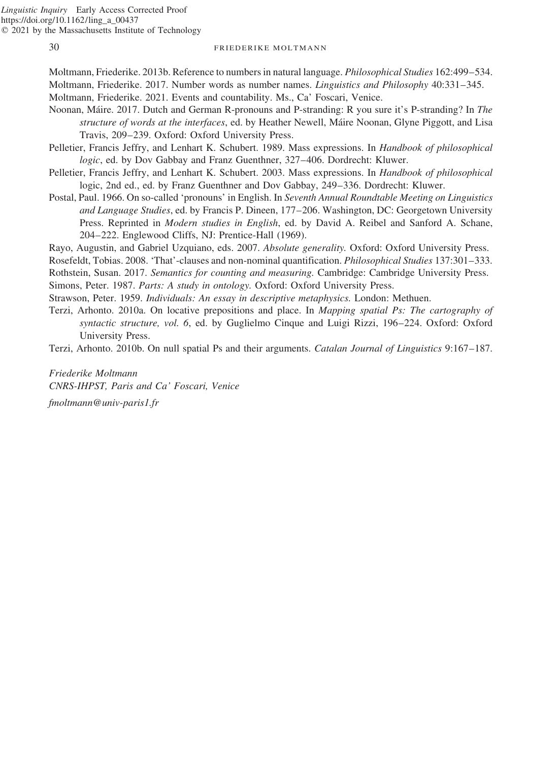Moltmann, Friederike. 2013b. Reference to numbers in natural language. *Philosophical Studies* 162:499–534.

Moltmann, Friederike. 2017. Number words as number names. *Linguistics and Philosophy* 40:331–345.

Moltmann, Friederike. 2021. Events and countability. Ms., Ca' Foscari, Venice.

Noonan, Máire. 2017. Dutch and German R-pronouns and P-stranding: R you sure it's P-stranding? In *The structure of words at the interfaces*, ed. by Heather Newell, Máire Noonan, Glyne Piggott, and Lisa Travis, 209–239. Oxford: Oxford University Press.

Pelletier, Francis Jeffry, and Lenhart K. Schubert. 1989. Mass expressions. In *Handbook of philosophical logic*, ed. by Dov Gabbay and Franz Guenthner, 327–406. Dordrecht: Kluwer.

Pelletier, Francis Jeffry, and Lenhart K. Schubert. 2003. Mass expressions. In *Handbook of philosophical* logic, 2nd ed., ed. by Franz Guenthner and Dov Gabbay, 249–336. Dordrecht: Kluwer.

Postal, Paul. 1966. On so-called 'pronouns' in English. In *Seventh Annual Roundtable Meeting on Linguistics and Language Studies*, ed. by Francis P. Dineen, 177–206. Washington, DC: Georgetown University Press. Reprinted in *Modern studies in English*, ed. by David A. Reibel and Sanford A. Schane, 204–222. Englewood Cliffs, NJ: Prentice-Hall (1969).

Rayo, Augustin, and Gabriel Uzquiano, eds. 2007. *Absolute generality.* Oxford: Oxford University Press.

Rosefeldt, Tobias. 2008. 'That'-clauses and non-nominal quantification. *Philosophical Studies* 137:301–333.

Rothstein, Susan. 2017. *Semantics for counting and measuring.* Cambridge: Cambridge University Press.

Simons, Peter. 1987. *Parts: A study in ontology.* Oxford: Oxford University Press.

Strawson, Peter. 1959. *Individuals: An essay in descriptive metaphysics.* London: Methuen.

Terzi, Arhonto. 2010a. On locative prepositions and place. In *Mapping spatial Ps: The cartography of syntactic structure, vol. 6*, ed. by Guglielmo Cinque and Luigi Rizzi, 196–224. Oxford: Oxford University Press.

Terzi, Arhonto. 2010b. On null spatial Ps and their arguments. *Catalan Journal of Linguistics* 9:167–187.

*Friederike Moltmann*
*CNRS-IHPST, Paris and Ca' Foscari, Venice*
*fmoltmann@univ-paris1.fr*